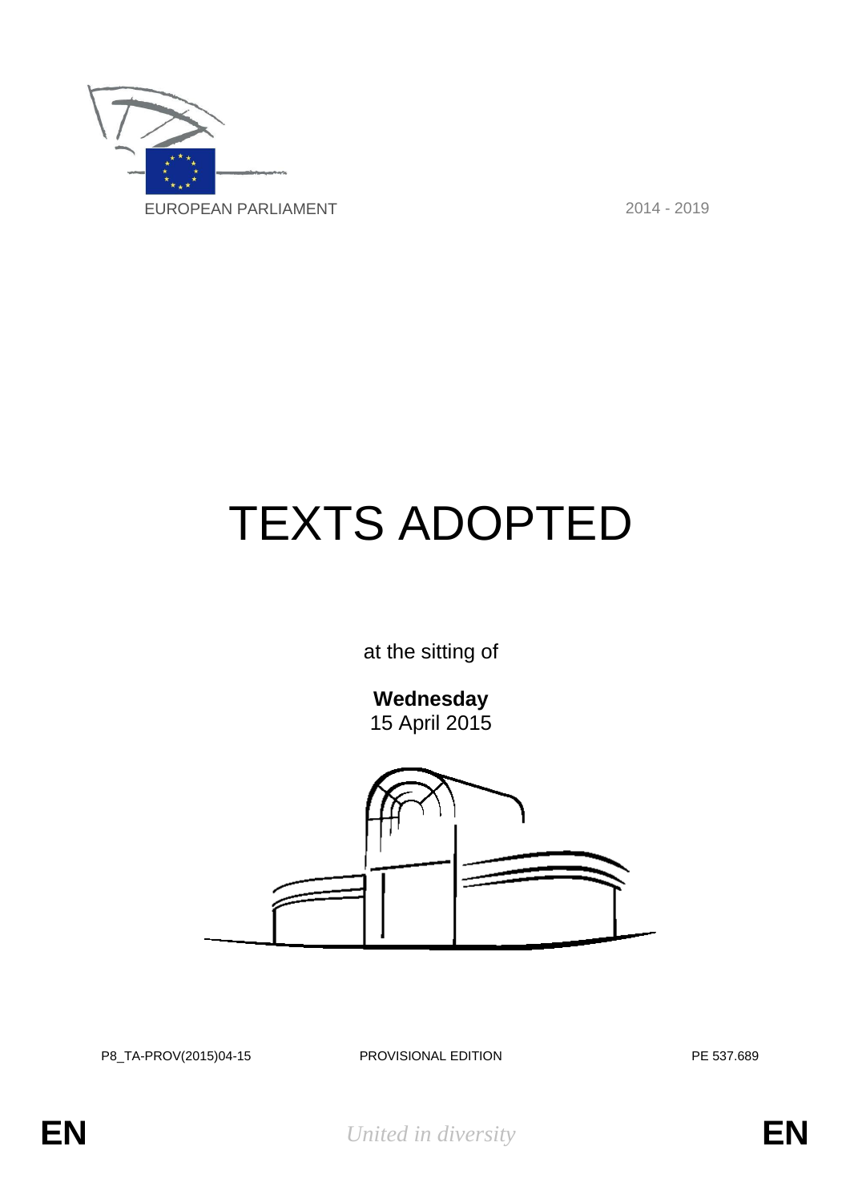EUROPEAN PARLIAMENT

2014 - 2019

# TEXTS ADOPTED

at the sitting of

**Wednesday**
15 April 2015

P8_TA-PROV(2015)04-15

PROVISIONAL EDITION

PE 537.689

EN

*United in diversity*

EN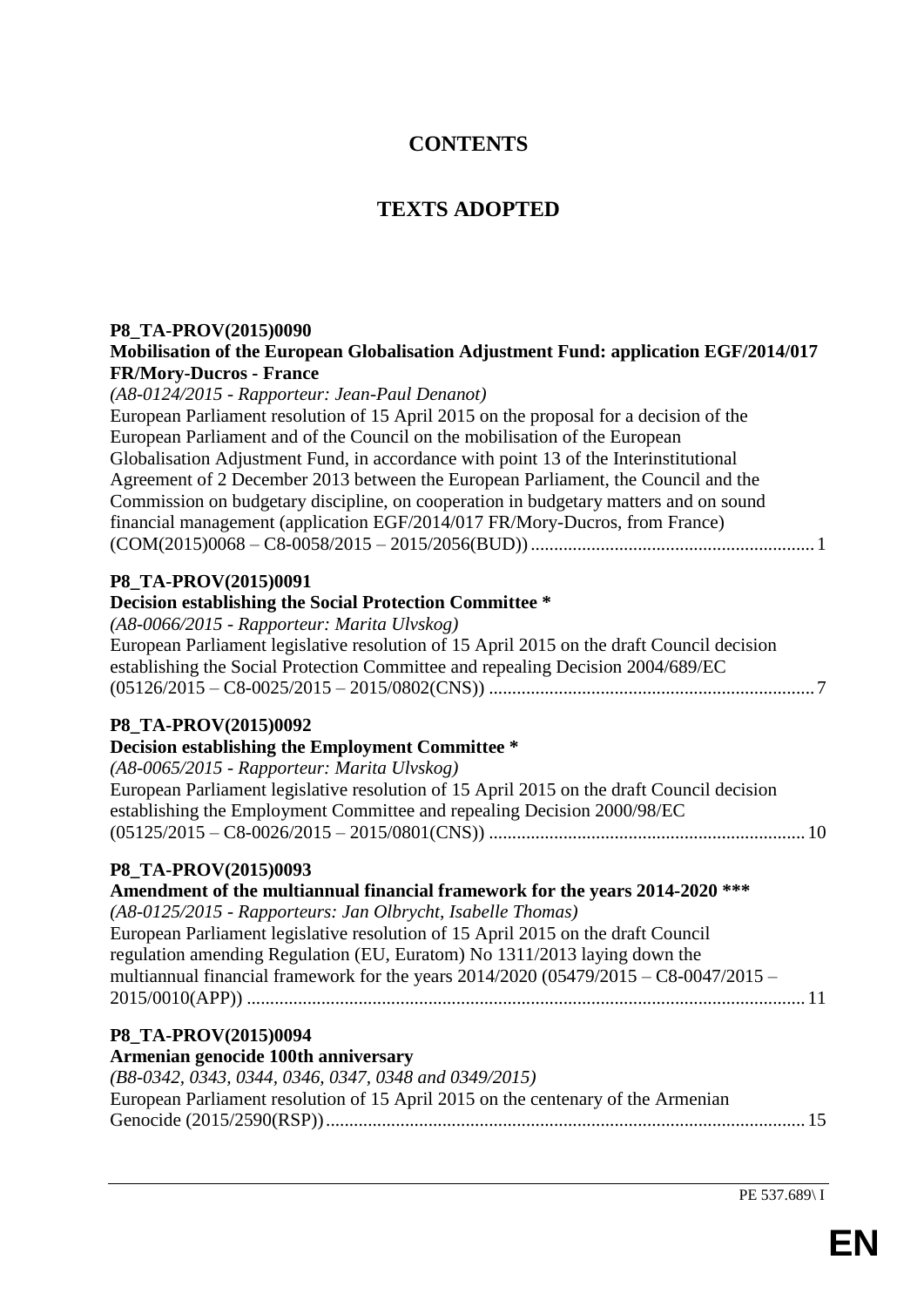# CONTENTS

# TEXTS ADOPTED

**P8_TA-PROV(2015)0090**
**Mobilisation of the European Globalisation Adjustment Fund: application EGF/2014/017 FR/Mory-Ducros - France**
*(A8-0124/2015 - Rapporteur: Jean-Paul Denanot)*
European Parliament resolution of 15 April 2015 on the proposal for a decision of the European Parliament and of the Council on the mobilisation of the European Globalisation Adjustment Fund, in accordance with point 13 of the Interinstitutional Agreement of 2 December 2013 between the European Parliament, the Council and the Commission on budgetary discipline, on cooperation in budgetary matters and on sound financial management (application EGF/2014/017 FR/Mory-Ducros, from France) (COM(2015)0068 – C8-0058/2015 – 2015/2056(BUD)) ............................................................ 1

**P8_TA-PROV(2015)0091**
**Decision establishing the Social Protection Committee ***
*(A8-0066/2015 - Rapporteur: Marita Ulvskog)*
European Parliament legislative resolution of 15 April 2015 on the draft Council decision establishing the Social Protection Committee and repealing Decision 2004/689/EC (05126/2015 – C8-0025/2015 – 2015/0802(CNS)) ...................................................................... 7

**P8_TA-PROV(2015)0092**
**Decision establishing the Employment Committee ***
*(A8-0065/2015 - Rapporteur: Marita Ulvskog)*
European Parliament legislative resolution of 15 April 2015 on the draft Council decision establishing the Employment Committee and repealing Decision 2000/98/EC (05125/2015 – C8-0026/2015 – 2015/0801(CNS)) .................................................................... 10

**P8_TA-PROV(2015)0093**
**Amendment of the multiannual financial framework for the years 2014-2020 *****
*(A8-0125/2015 - Rapporteurs: Jan Olbrycht, Isabelle Thomas)*
European Parliament legislative resolution of 15 April 2015 on the draft Council regulation amending Regulation (EU, Euratom) No 1311/2013 laying down the multiannual financial framework for the years 2014/2020 (05479/2015 – C8-0047/2015 – 2015/0010(APP)) ....................................................................................................................... 11

**P8_TA-PROV(2015)0094**
**Armenian genocide 100th anniversary**
*(B8-0342, 0343, 0344, 0346, 0347, 0348 and 0349/2015)*
European Parliament resolution of 15 April 2015 on the centenary of the Armenian Genocide (2015/2590(RSP)) ...................................................................................................... 15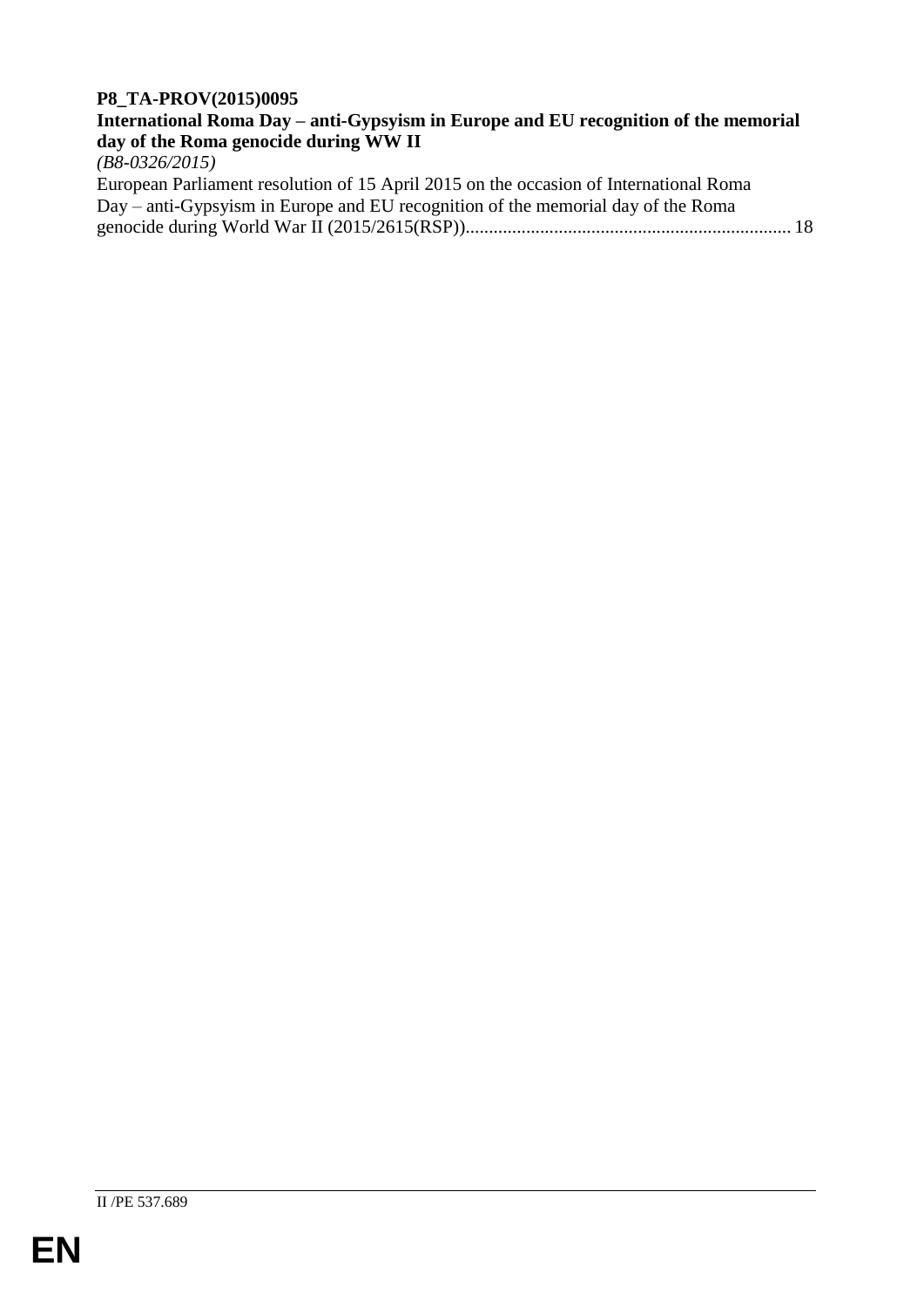**P8_TA-PROV(2015)0095**
**International Roma Day – anti-Gypsyism in Europe and EU recognition of the memorial day of the Roma genocide during WW II**
*(B8-0326/2015)*
European Parliament resolution of 15 April 2015 on the occasion of International Roma Day – anti-Gypsyism in Europe and EU recognition of the memorial day of the Roma genocide during World War II (2015/2615(RSP)).................................................................... 18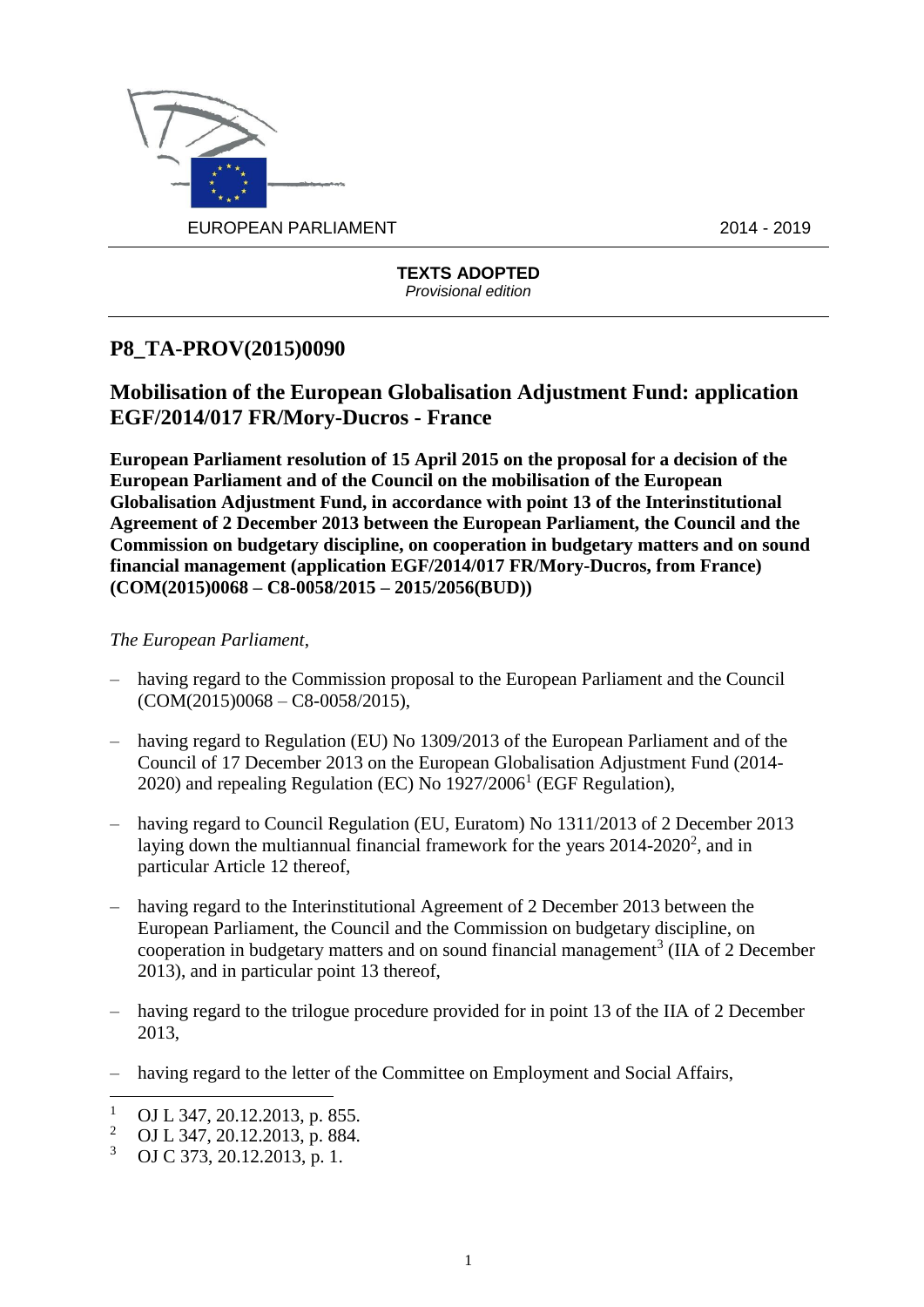EUROPEAN PARLIAMENT 2014 - 2019

**TEXTS ADOPTED**
*Provisional edition*

## P8_TA-PROV(2015)0090

## Mobilisation of the European Globalisation Adjustment Fund: application EGF/2014/017 FR/Mory-Ducros - France

**European Parliament resolution of 15 April 2015 on the proposal for a decision of the European Parliament and of the Council on the mobilisation of the European Globalisation Adjustment Fund, in accordance with point 13 of the Interinstitutional Agreement of 2 December 2013 between the European Parliament, the Council and the Commission on budgetary discipline, on cooperation in budgetary matters and on sound financial management (application EGF/2014/017 FR/Mory-Ducros, from France) (COM(2015)0068 – C8-0058/2015 – 2015/2056(BUD))**

*The European Parliament*,

– having regard to the Commission proposal to the European Parliament and the Council (COM(2015)0068 – C8-0058/2015),

– having regard to Regulation (EU) No 1309/2013 of the European Parliament and of the Council of 17 December 2013 on the European Globalisation Adjustment Fund (2014-2020) and repealing Regulation (EC) No 1927/2006[1] (EGF Regulation),

– having regard to Council Regulation (EU, Euratom) No 1311/2013 of 2 December 2013 laying down the multiannual financial framework for the years 2014-2020[2], and in particular Article 12 thereof,

– having regard to the Interinstitutional Agreement of 2 December 2013 between the European Parliament, the Council and the Commission on budgetary discipline, on cooperation in budgetary matters and on sound financial management[3] (IIA of 2 December 2013), and in particular point 13 thereof,

– having regard to the trilogue procedure provided for in point 13 of the IIA of 2 December 2013,

– having regard to the letter of the Committee on Employment and Social Affairs,

---

[1] OJ L 347, 20.12.2013, p. 855.
[2] OJ L 347, 20.12.2013, p. 884.
[3] OJ C 373, 20.12.2013, p. 1.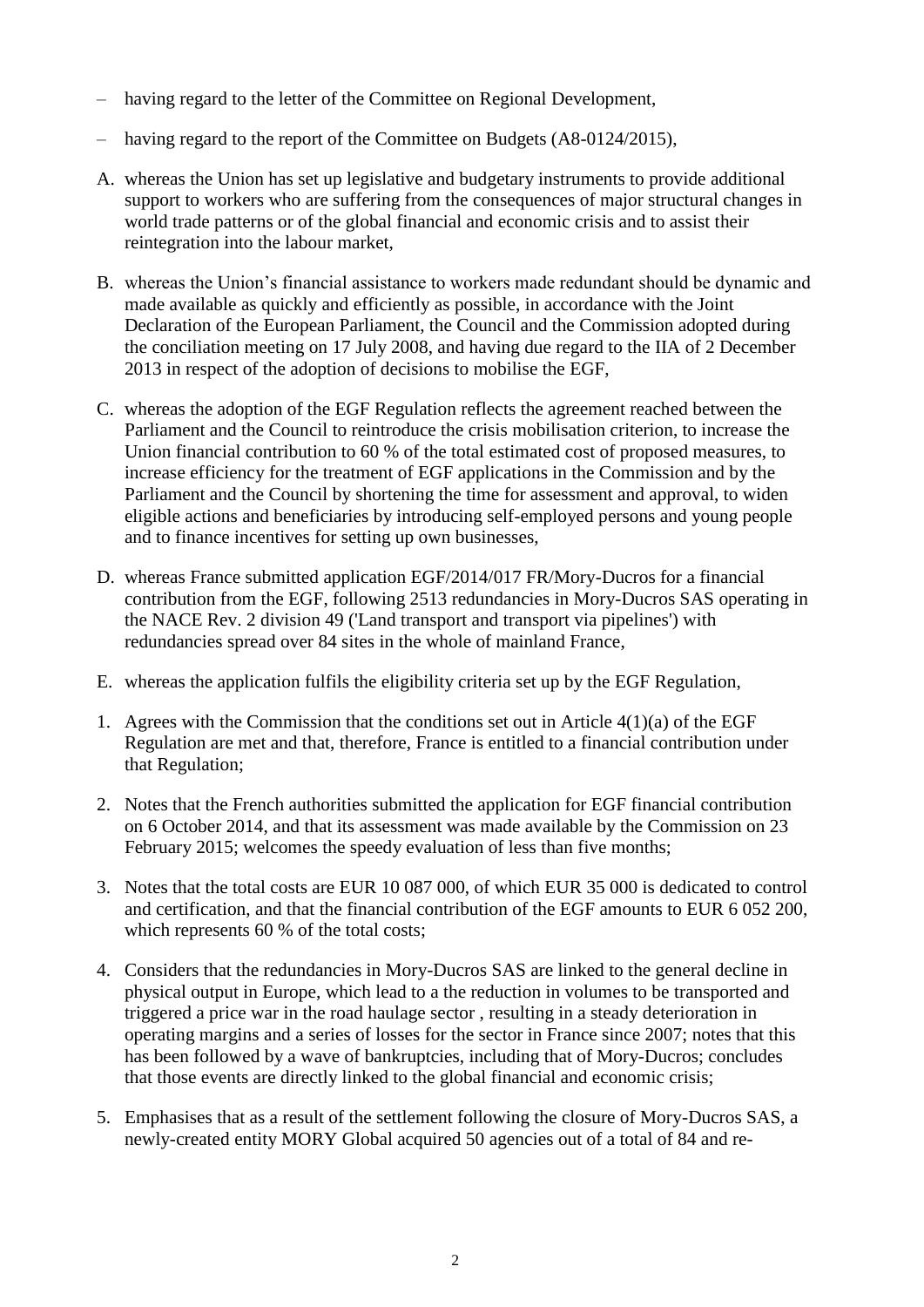– having regard to the letter of the Committee on Regional Development,

– having regard to the report of the Committee on Budgets (A8-0124/2015),

A. whereas the Union has set up legislative and budgetary instruments to provide additional support to workers who are suffering from the consequences of major structural changes in world trade patterns or of the global financial and economic crisis and to assist their reintegration into the labour market,

B. whereas the Union's financial assistance to workers made redundant should be dynamic and made available as quickly and efficiently as possible, in accordance with the Joint Declaration of the European Parliament, the Council and the Commission adopted during the conciliation meeting on 17 July 2008, and having due regard to the IIA of 2 December 2013 in respect of the adoption of decisions to mobilise the EGF,

C. whereas the adoption of the EGF Regulation reflects the agreement reached between the Parliament and the Council to reintroduce the crisis mobilisation criterion, to increase the Union financial contribution to 60 % of the total estimated cost of proposed measures, to increase efficiency for the treatment of EGF applications in the Commission and by the Parliament and the Council by shortening the time for assessment and approval, to widen eligible actions and beneficiaries by introducing self-employed persons and young people and to finance incentives for setting up own businesses,

D. whereas France submitted application EGF/2014/017 FR/Mory-Ducros for a financial contribution from the EGF, following 2513 redundancies in Mory-Ducros SAS operating in the NACE Rev. 2 division 49 ('Land transport and transport via pipelines') with redundancies spread over 84 sites in the whole of mainland France,

E. whereas the application fulfils the eligibility criteria set up by the EGF Regulation,

1. Agrees with the Commission that the conditions set out in Article 4(1)(a) of the EGF Regulation are met and that, therefore, France is entitled to a financial contribution under that Regulation;

2. Notes that the French authorities submitted the application for EGF financial contribution on 6 October 2014, and that its assessment was made available by the Commission on 23 February 2015; welcomes the speedy evaluation of less than five months;

3. Notes that the total costs are EUR 10 087 000, of which EUR 35 000 is dedicated to control and certification, and that the financial contribution of the EGF amounts to EUR 6 052 200, which represents 60 % of the total costs;

4. Considers that the redundancies in Mory-Ducros SAS are linked to the general decline in physical output in Europe, which lead to a the reduction in volumes to be transported and triggered a price war in the road haulage sector , resulting in a steady deterioration in operating margins and a series of losses for the sector in France since 2007; notes that this has been followed by a wave of bankruptcies, including that of Mory-Ducros; concludes that those events are directly linked to the global financial and economic crisis;

5. Emphasises that as a result of the settlement following the closure of Mory-Ducros SAS, a newly-created entity MORY Global acquired 50 agencies out of a total of 84 and re-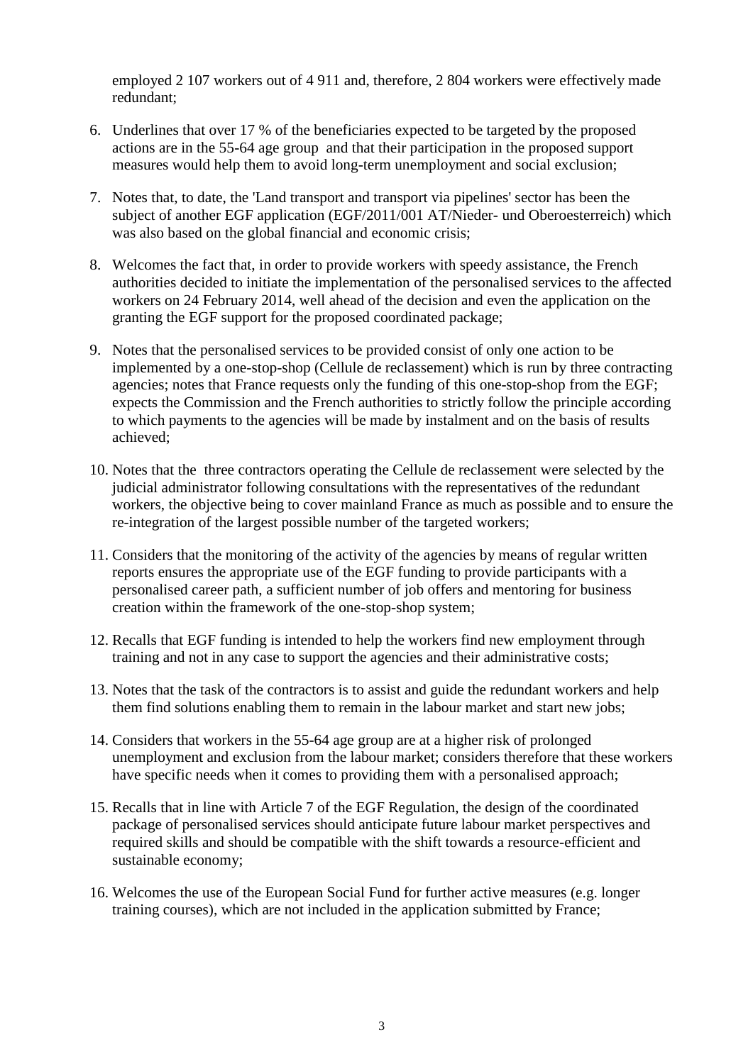employed 2 107 workers out of 4 911 and, therefore, 2 804 workers were effectively made redundant;

6. Underlines that over 17 % of the beneficiaries expected to be targeted by the proposed actions are in the 55-64 age group and that their participation in the proposed support measures would help them to avoid long-term unemployment and social exclusion;

7. Notes that, to date, the 'Land transport and transport via pipelines' sector has been the subject of another EGF application (EGF/2011/001 AT/Nieder- und Oberoesterreich) which was also based on the global financial and economic crisis;

8. Welcomes the fact that, in order to provide workers with speedy assistance, the French authorities decided to initiate the implementation of the personalised services to the affected workers on 24 February 2014, well ahead of the decision and even the application on the granting the EGF support for the proposed coordinated package;

9. Notes that the personalised services to be provided consist of only one action to be implemented by a one-stop-shop (Cellule de reclassement) which is run by three contracting agencies; notes that France requests only the funding of this one-stop-shop from the EGF; expects the Commission and the French authorities to strictly follow the principle according to which payments to the agencies will be made by instalment and on the basis of results achieved;

10. Notes that the three contractors operating the Cellule de reclassement were selected by the judicial administrator following consultations with the representatives of the redundant workers, the objective being to cover mainland France as much as possible and to ensure the re-integration of the largest possible number of the targeted workers;

11. Considers that the monitoring of the activity of the agencies by means of regular written reports ensures the appropriate use of the EGF funding to provide participants with a personalised career path, a sufficient number of job offers and mentoring for business creation within the framework of the one-stop-shop system;

12. Recalls that EGF funding is intended to help the workers find new employment through training and not in any case to support the agencies and their administrative costs;

13. Notes that the task of the contractors is to assist and guide the redundant workers and help them find solutions enabling them to remain in the labour market and start new jobs;

14. Considers that workers in the 55-64 age group are at a higher risk of prolonged unemployment and exclusion from the labour market; considers therefore that these workers have specific needs when it comes to providing them with a personalised approach;

15. Recalls that in line with Article 7 of the EGF Regulation, the design of the coordinated package of personalised services should anticipate future labour market perspectives and required skills and should be compatible with the shift towards a resource-efficient and sustainable economy;

16. Welcomes the use of the European Social Fund for further active measures (e.g. longer training courses), which are not included in the application submitted by France;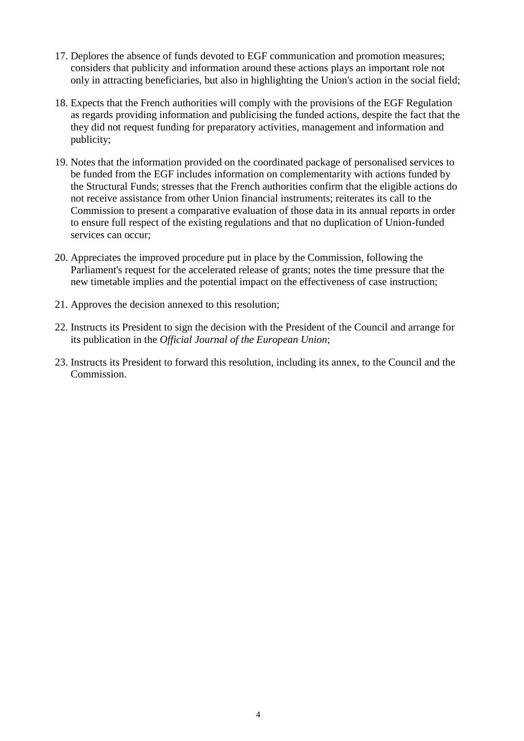17. Deplores the absence of funds devoted to EGF communication and promotion measures; considers that publicity and information around these actions plays an important role not only in attracting beneficiaries, but also in highlighting the Union's action in the social field;

18. Expects that the French authorities will comply with the provisions of the EGF Regulation as regards providing information and publicising the funded actions, despite the fact that the they did not request funding for preparatory activities, management and information and publicity;

19. Notes that the information provided on the coordinated package of personalised services to be funded from the EGF includes information on complementarity with actions funded by the Structural Funds; stresses that the French authorities confirm that the eligible actions do not receive assistance from other Union financial instruments; reiterates its call to the Commission to present a comparative evaluation of those data in its annual reports in order to ensure full respect of the existing regulations and that no duplication of Union-funded services can occur;

20. Appreciates the improved procedure put in place by the Commission, following the Parliament's request for the accelerated release of grants; notes the time pressure that the new timetable implies and the potential impact on the effectiveness of case instruction;

21. Approves the decision annexed to this resolution;

22. Instructs its President to sign the decision with the President of the Council and arrange for its publication in the *Official Journal of the European Union*;

23. Instructs its President to forward this resolution, including its annex, to the Council and the Commission.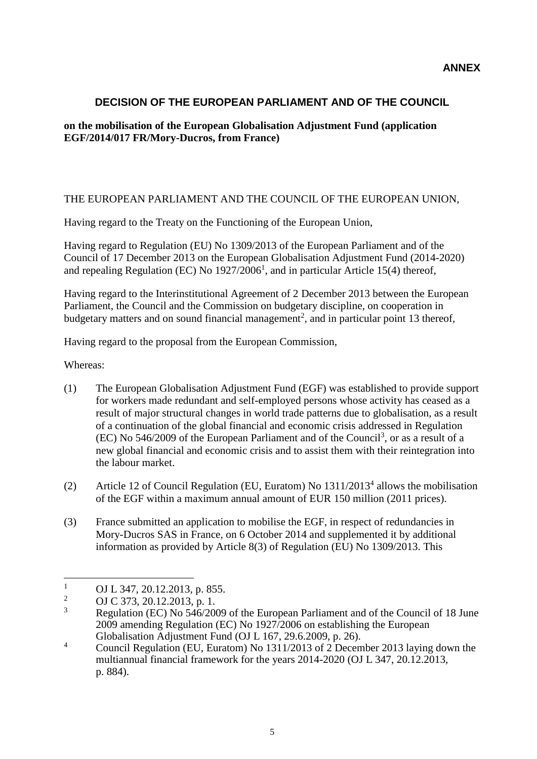**ANNEX**

## DECISION OF THE EUROPEAN PARLIAMENT AND OF THE COUNCIL

**on the mobilisation of the European Globalisation Adjustment Fund (application EGF/2014/017 FR/Mory-Ducros, from France)**

THE EUROPEAN PARLIAMENT AND THE COUNCIL OF THE EUROPEAN UNION,

Having regard to the Treaty on the Functioning of the European Union,

Having regard to Regulation (EU) No 1309/2013 of the European Parliament and of the Council of 17 December 2013 on the European Globalisation Adjustment Fund (2014-2020) and repealing Regulation (EC) No 1927/2006[1], and in particular Article 15(4) thereof,

Having regard to the Interinstitutional Agreement of 2 December 2013 between the European Parliament, the Council and the Commission on budgetary discipline, on cooperation in budgetary matters and on sound financial management[2], and in particular point 13 thereof,

Having regard to the proposal from the European Commission,

Whereas:

(1) The European Globalisation Adjustment Fund (EGF) was established to provide support for workers made redundant and self-employed persons whose activity has ceased as a result of major structural changes in world trade patterns due to globalisation, as a result of a continuation of the global financial and economic crisis addressed in Regulation (EC) No 546/2009 of the European Parliament and of the Council[3], or as a result of a new global financial and economic crisis and to assist them with their reintegration into the labour market.

(2) Article 12 of Council Regulation (EU, Euratom) No 1311/2013[4] allows the mobilisation of the EGF within a maximum annual amount of EUR 150 million (2011 prices).

(3) France submitted an application to mobilise the EGF, in respect of redundancies in Mory-Ducros SAS in France, on 6 October 2014 and supplemented it by additional information as provided by Article 8(3) of Regulation (EU) No 1309/2013. This

---

[1] OJ L 347, 20.12.2013, p. 855.

[2] OJ C 373, 20.12.2013, p. 1.

[3] Regulation (EC) No 546/2009 of the European Parliament and of the Council of 18 June 2009 amending Regulation (EC) No 1927/2006 on establishing the European Globalisation Adjustment Fund (OJ L 167, 29.6.2009, p. 26).

[4] Council Regulation (EU, Euratom) No 1311/2013 of 2 December 2013 laying down the multiannual financial framework for the years 2014-2020 (OJ L 347, 20.12.2013, p. 884).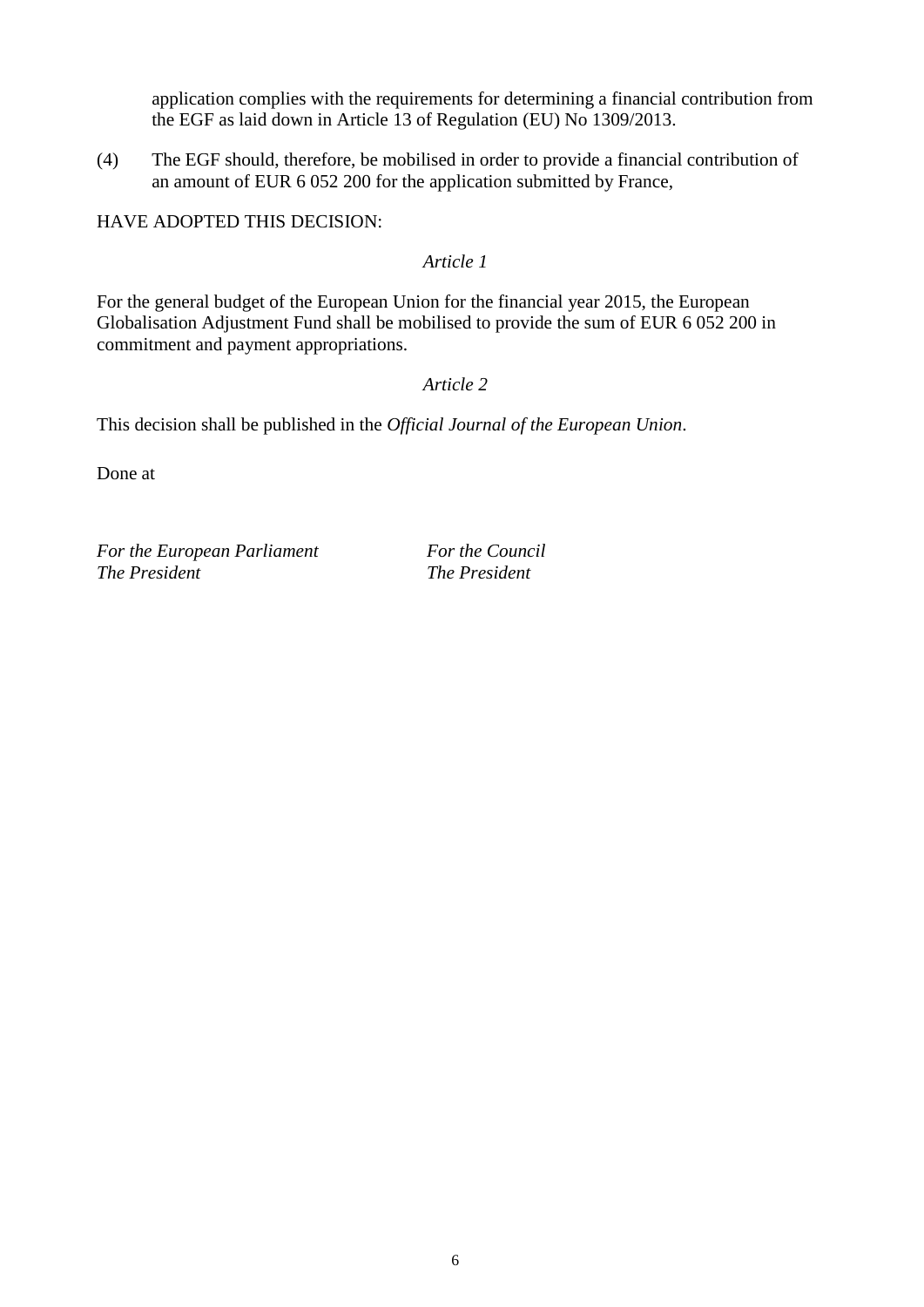application complies with the requirements for determining a financial contribution from the EGF as laid down in Article 13 of Regulation (EU) No 1309/2013.

(4) The EGF should, therefore, be mobilised in order to provide a financial contribution of an amount of EUR 6 052 200 for the application submitted by France,

HAVE ADOPTED THIS DECISION:

*Article 1*

For the general budget of the European Union for the financial year 2015, the European Globalisation Adjustment Fund shall be mobilised to provide the sum of EUR 6 052 200 in commitment and payment appropriations.

*Article 2*

This decision shall be published in the *Official Journal of the European Union*.

Done at

*For the European Parliament*
*The President*

*For the Council*
*The President*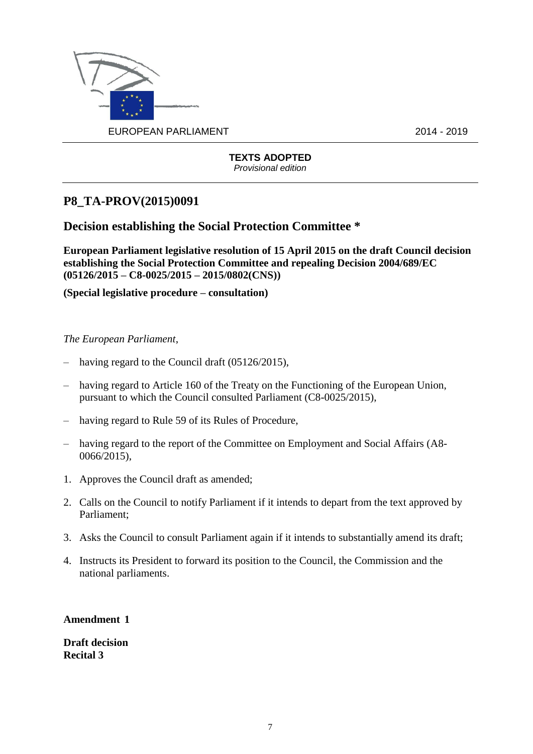EUROPEAN PARLIAMENT 2014 - 2019

**TEXTS ADOPTED**
*Provisional edition*

## P8_TA-PROV(2015)0091

## Decision establishing the Social Protection Committee *

**European Parliament legislative resolution of 15 April 2015 on the draft Council decision establishing the Social Protection Committee and repealing Decision 2004/689/EC (05126/2015 – C8-0025/2015 – 2015/0802(CNS))**

**(Special legislative procedure – consultation)**

*The European Parliament*,

– having regard to the Council draft (05126/2015),

– having regard to Article 160 of the Treaty on the Functioning of the European Union, pursuant to which the Council consulted Parliament (C8-0025/2015),

– having regard to Rule 59 of its Rules of Procedure,

– having regard to the report of the Committee on Employment and Social Affairs (A8-0066/2015),

1. Approves the Council draft as amended;

2. Calls on the Council to notify Parliament if it intends to depart from the text approved by Parliament;

3. Asks the Council to consult Parliament again if it intends to substantially amend its draft;

4. Instructs its President to forward its position to the Council, the Commission and the national parliaments.

**Amendment 1**

**Draft decision**
**Recital 3**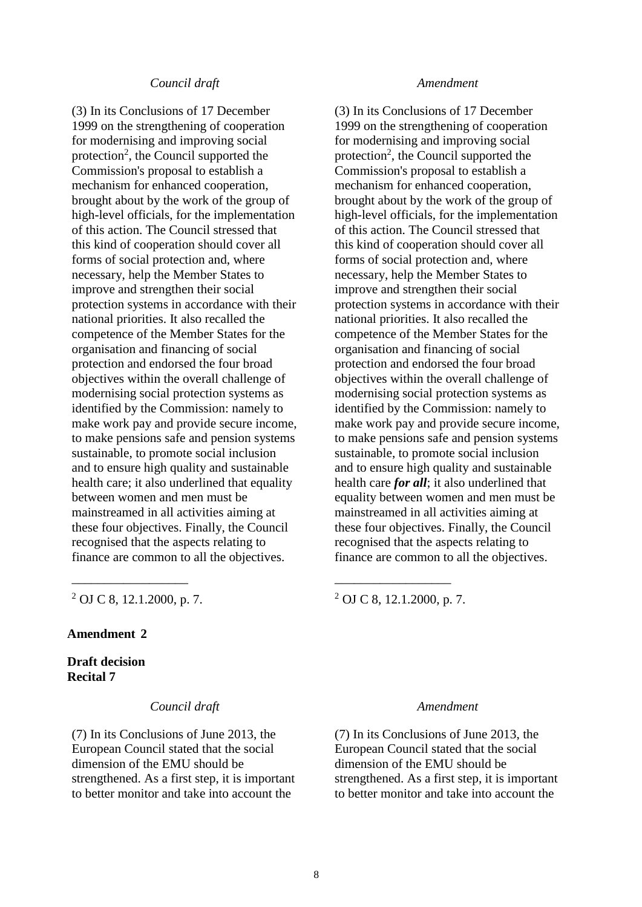| *Council draft* | *Amendment* |
| --- | --- |
| (3) In its Conclusions of 17 December 1999 on the strengthening of cooperation for modernising and improving social protection[2], the Council supported the Commission's proposal to establish a mechanism for enhanced cooperation, brought about by the work of the group of high-level officials, for the implementation of this action. The Council stressed that this kind of cooperation should cover all forms of social protection and, where necessary, help the Member States to improve and strengthen their social protection systems in accordance with their national priorities. It also recalled the competence of the Member States for the organisation and financing of social protection and endorsed the four broad objectives within the overall challenge of modernising social protection systems as identified by the Commission: namely to make work pay and provide secure income, to make pensions safe and pension systems sustainable, to promote social inclusion and to ensure high quality and sustainable health care; it also underlined that equality between women and men must be mainstreamed in all activities aiming at these four objectives. Finally, the Council recognised that the aspects relating to finance are common to all the objectives. | (3) In its Conclusions of 17 December 1999 on the strengthening of cooperation for modernising and improving social protection[2], the Council supported the Commission's proposal to establish a mechanism for enhanced cooperation, brought about by the work of the group of high-level officials, for the implementation of this action. The Council stressed that this kind of cooperation should cover all forms of social protection and, where necessary, help the Member States to improve and strengthen their social protection systems in accordance with their national priorities. It also recalled the competence of the Member States for the organisation and financing of social protection and endorsed the four broad objectives within the overall challenge of modernising social protection systems as identified by the Commission: namely to make work pay and provide secure income, to make pensions safe and pension systems sustainable, to promote social inclusion and to ensure high quality and sustainable health care ***for all***; it also underlined that equality between women and men must be mainstreamed in all activities aiming at these four objectives. Finally, the Council recognised that the aspects relating to finance are common to all the objectives. |
| [2] OJ C 8, 12.1.2000, p. 7. | [2] OJ C 8, 12.1.2000, p. 7. |

**Amendment 2**

**Draft decision**
**Recital 7**

| *Council draft* | *Amendment* |
| --- | --- |
| (7) In its Conclusions of June 2013, the European Council stated that the social dimension of the EMU should be strengthened. As a first step, it is important to better monitor and take into account the | (7) In its Conclusions of June 2013, the European Council stated that the social dimension of the EMU should be strengthened. As a first step, it is important to better monitor and take into account the |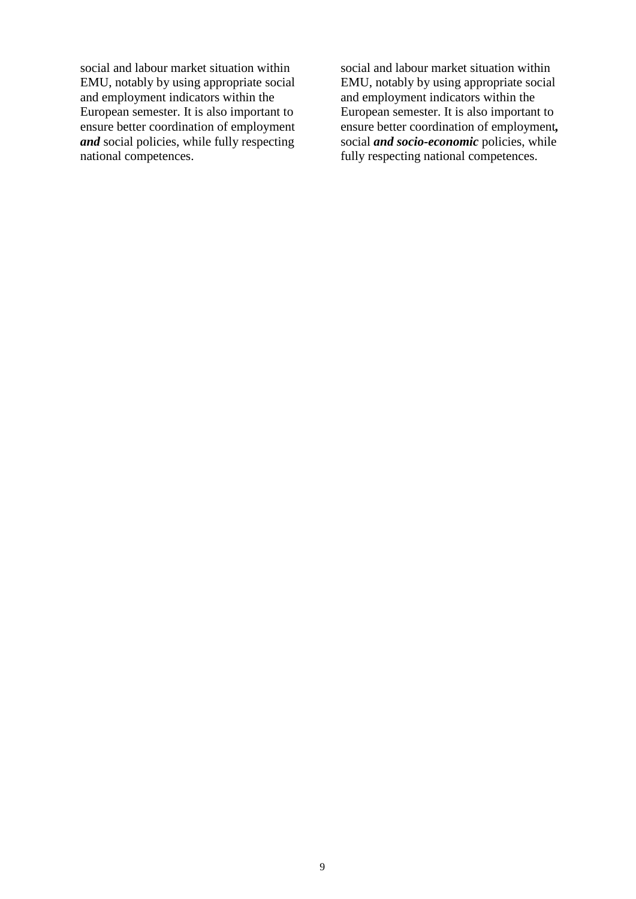| | |
|---|---|
| social and labour market situation within EMU, notably by using appropriate social and employment indicators within the European semester. It is also important to ensure better coordination of employment ***and*** social policies, while fully respecting national competences. | social and labour market situation within EMU, notably by using appropriate social and employment indicators within the European semester. It is also important to ensure better coordination of employment***,*** social ***and socio-economic*** policies, while fully respecting national competences. |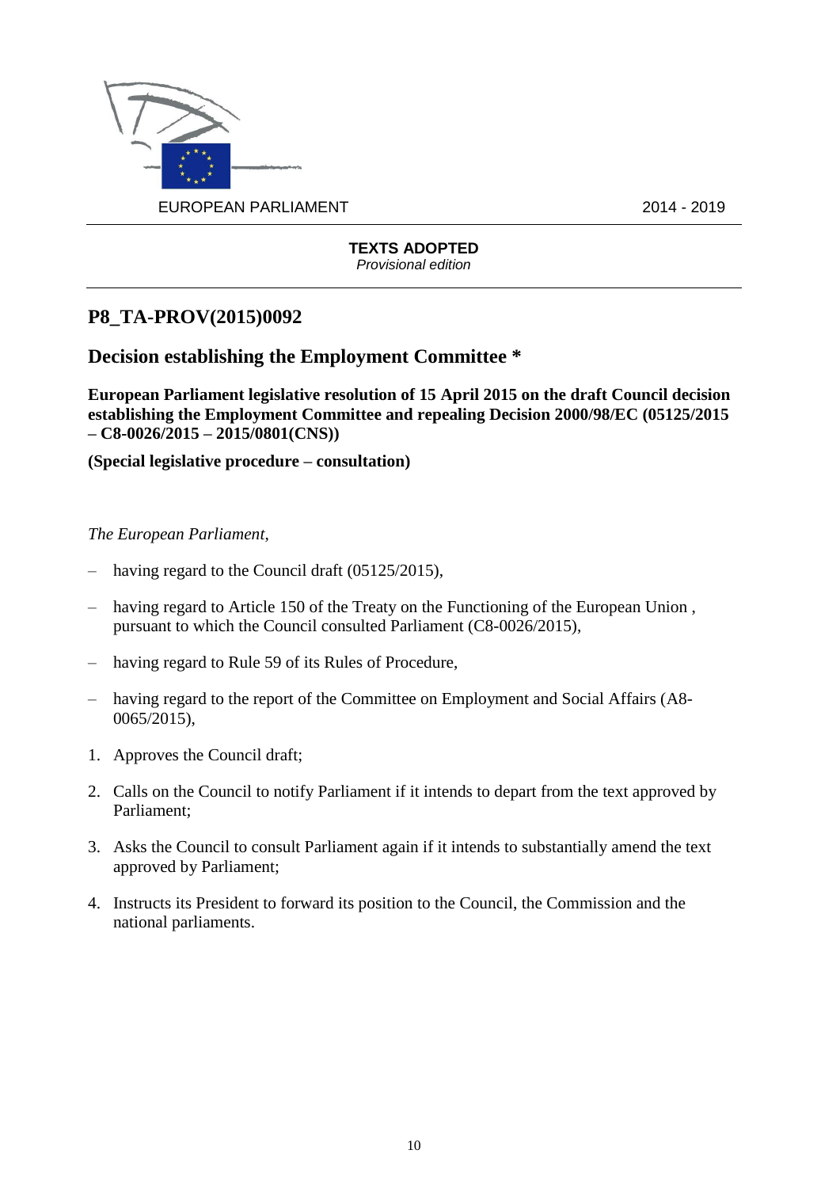EUROPEAN PARLIAMENT 2014 - 2019

**TEXTS ADOPTED**
*Provisional edition*

## P8_TA-PROV(2015)0092

## Decision establishing the Employment Committee *

**European Parliament legislative resolution of 15 April 2015 on the draft Council decision establishing the Employment Committee and repealing Decision 2000/98/EC (05125/2015 – C8-0026/2015 – 2015/0801(CNS))**

**(Special legislative procedure – consultation)**

*The European Parliament*,

– having regard to the Council draft (05125/2015),

– having regard to Article 150 of the Treaty on the Functioning of the European Union , pursuant to which the Council consulted Parliament (C8-0026/2015),

– having regard to Rule 59 of its Rules of Procedure,

– having regard to the report of the Committee on Employment and Social Affairs (A8-0065/2015),

1. Approves the Council draft;

2. Calls on the Council to notify Parliament if it intends to depart from the text approved by Parliament;

3. Asks the Council to consult Parliament again if it intends to substantially amend the text approved by Parliament;

4. Instructs its President to forward its position to the Council, the Commission and the national parliaments.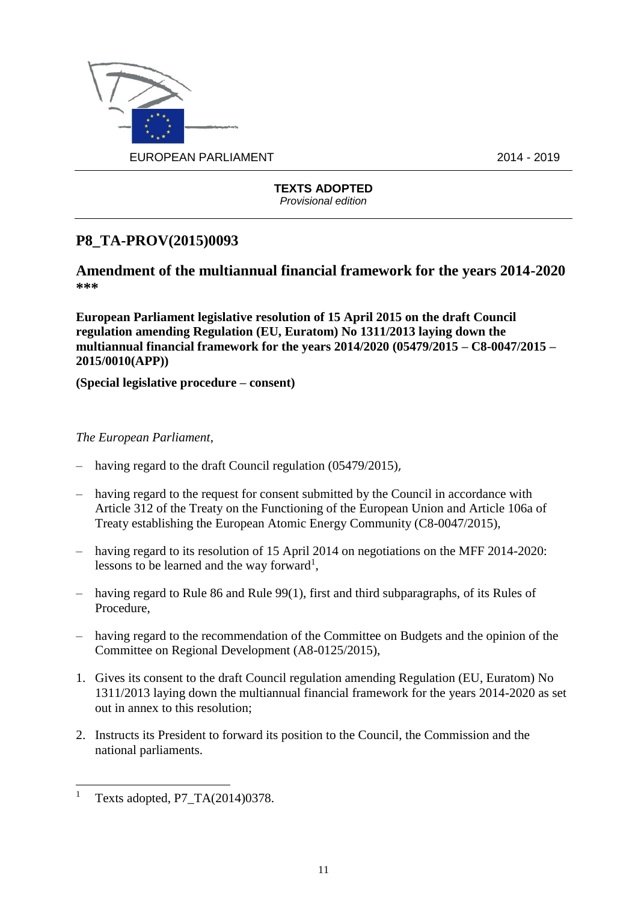EUROPEAN PARLIAMENT 2014 - 2019

**TEXTS ADOPTED**
*Provisional edition*

## P8_TA-PROV(2015)0093

## Amendment of the multiannual financial framework for the years 2014-2020 ***

**European Parliament legislative resolution of 15 April 2015 on the draft Council regulation amending Regulation (EU, Euratom) No 1311/2013 laying down the multiannual financial framework for the years 2014/2020 (05479/2015 – C8-0047/2015 – 2015/0010(APP))**

**(Special legislative procedure – consent)**

*The European Parliament*,

– having regard to the draft Council regulation (05479/2015),

– having regard to the request for consent submitted by the Council in accordance with Article 312 of the Treaty on the Functioning of the European Union and Article 106a of Treaty establishing the European Atomic Energy Community (C8-0047/2015),

– having regard to its resolution of 15 April 2014 on negotiations on the MFF 2014-2020: lessons to be learned and the way forward[1],

– having regard to Rule 86 and Rule 99(1), first and third subparagraphs, of its Rules of Procedure,

– having regard to the recommendation of the Committee on Budgets and the opinion of the Committee on Regional Development (A8-0125/2015),

1. Gives its consent to the draft Council regulation amending Regulation (EU, Euratom) No 1311/2013 laying down the multiannual financial framework for the years 2014-2020 as set out in annex to this resolution;

2. Instructs its President to forward its position to the Council, the Commission and the national parliaments.

[1] Texts adopted, P7_TA(2014)0378.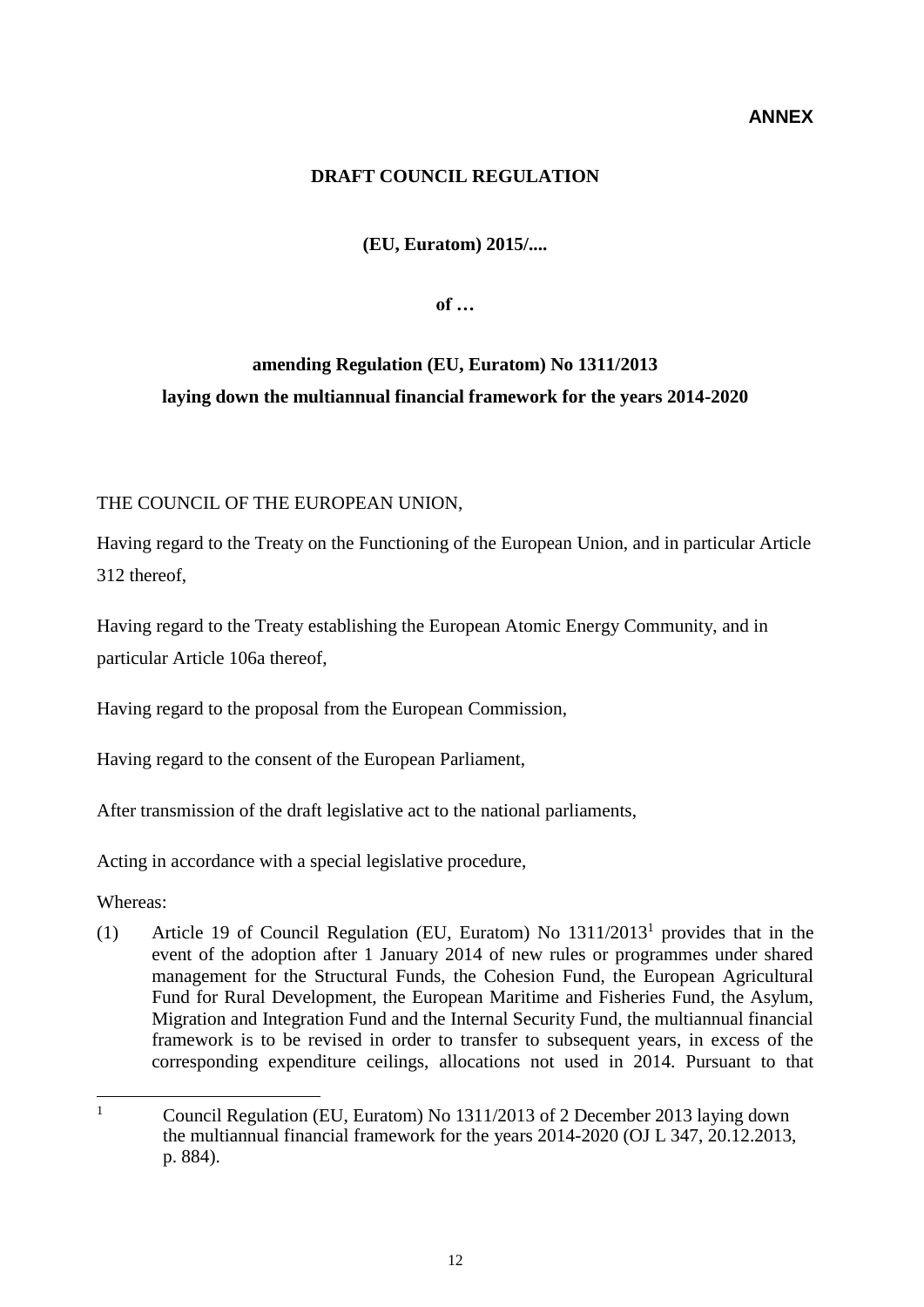**ANNEX**

**DRAFT COUNCIL REGULATION**

**(EU, Euratom) 2015/....**

**of …**

**amending Regulation (EU, Euratom) No 1311/2013**
**laying down the multiannual financial framework for the years 2014-2020**

THE COUNCIL OF THE EUROPEAN UNION,

Having regard to the Treaty on the Functioning of the European Union, and in particular Article 312 thereof,

Having regard to the Treaty establishing the European Atomic Energy Community, and in particular Article 106a thereof,

Having regard to the proposal from the European Commission,

Having regard to the consent of the European Parliament,

After transmission of the draft legislative act to the national parliaments,

Acting in accordance with a special legislative procedure,

Whereas:

(1) Article 19 of Council Regulation (EU, Euratom) No 1311/2013[1] provides that in the event of the adoption after 1 January 2014 of new rules or programmes under shared management for the Structural Funds, the Cohesion Fund, the European Agricultural Fund for Rural Development, the European Maritime and Fisheries Fund, the Asylum, Migration and Integration Fund and the Internal Security Fund, the multiannual financial framework is to be revised in order to transfer to subsequent years, in excess of the corresponding expenditure ceilings, allocations not used in 2014. Pursuant to that

[1] Council Regulation (EU, Euratom) No 1311/2013 of 2 December 2013 laying down the multiannual financial framework for the years 2014-2020 (OJ L 347, 20.12.2013, p. 884).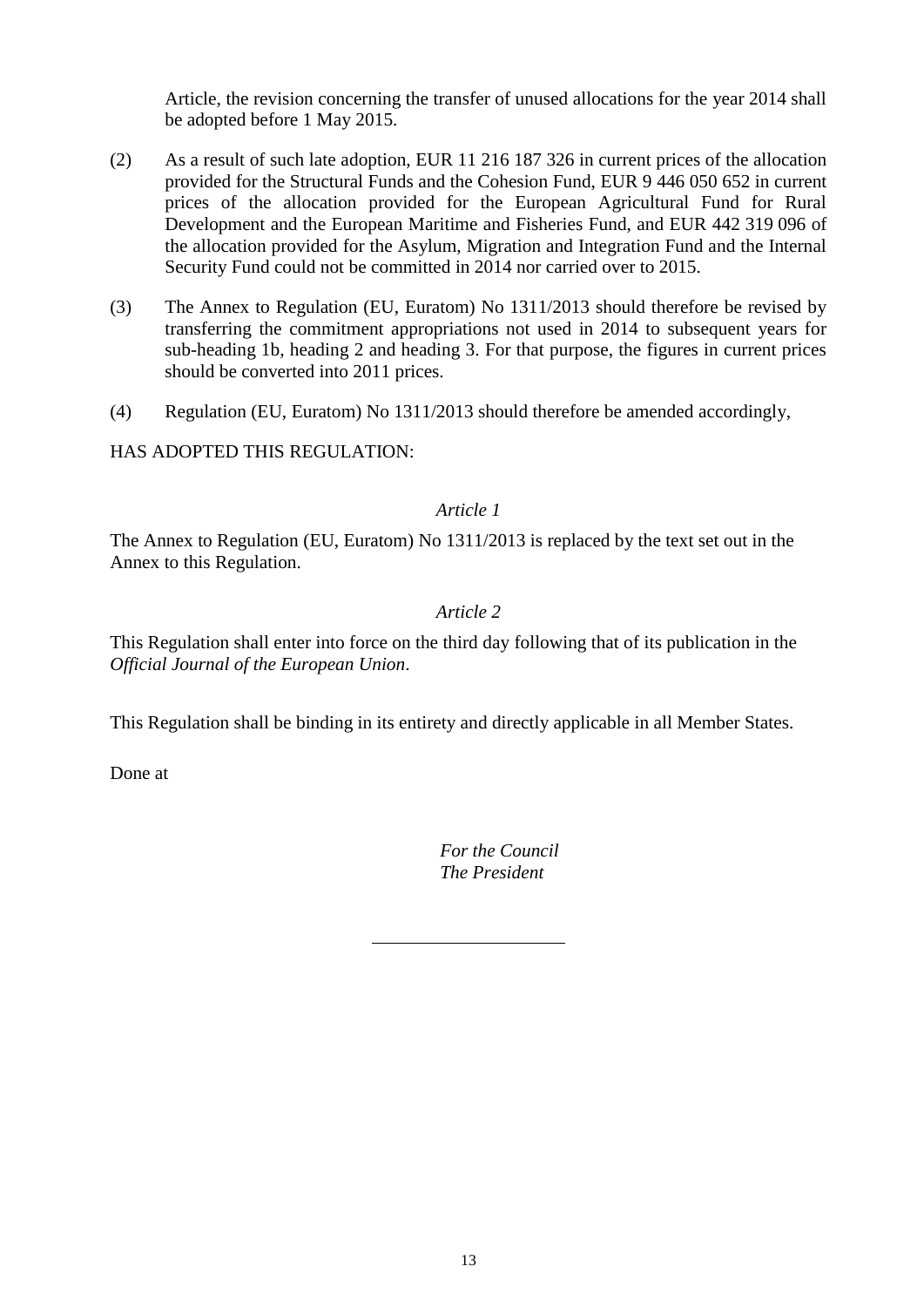Article, the revision concerning the transfer of unused allocations for the year 2014 shall be adopted before 1 May 2015.

(2) As a result of such late adoption, EUR 11 216 187 326 in current prices of the allocation provided for the Structural Funds and the Cohesion Fund, EUR 9 446 050 652 in current prices of the allocation provided for the European Agricultural Fund for Rural Development and the European Maritime and Fisheries Fund, and EUR 442 319 096 of the allocation provided for the Asylum, Migration and Integration Fund and the Internal Security Fund could not be committed in 2014 nor carried over to 2015.

(3) The Annex to Regulation (EU, Euratom) No 1311/2013 should therefore be revised by transferring the commitment appropriations not used in 2014 to subsequent years for sub-heading 1b, heading 2 and heading 3. For that purpose, the figures in current prices should be converted into 2011 prices.

(4) Regulation (EU, Euratom) No 1311/2013 should therefore be amended accordingly,

HAS ADOPTED THIS REGULATION:

*Article 1*

The Annex to Regulation (EU, Euratom) No 1311/2013 is replaced by the text set out in the Annex to this Regulation.

*Article 2*

This Regulation shall enter into force on the third day following that of its publication in the *Official Journal of the European Union*.

This Regulation shall be binding in its entirety and directly applicable in all Member States.

Done at

*For the Council*
*The President*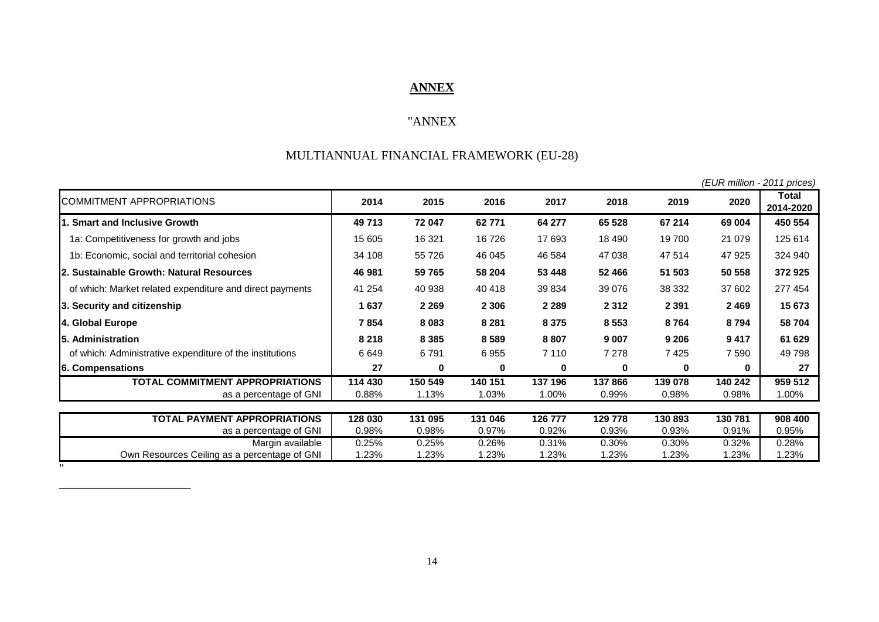**ANNEX**

"ANNEX

MULTIANNUAL FINANCIAL FRAMEWORK (EU-28)

*(EUR million - 2011 prices)*

| COMMITMENT APPROPRIATIONS | 2014 | 2015 | 2016 | 2017 | 2018 | 2019 | 2020 | Total 2014-2020 |
|---|---|---|---|---|---|---|---|---|
| **1. Smart and Inclusive Growth** | **49 713** | **72 047** | **62 771** | **64 277** | **65 528** | **67 214** | **69 004** | **450 554** |
| 1a: Competitiveness for growth and jobs | 15 605 | 16 321 | 16 726 | 17 693 | 18 490 | 19 700 | 21 079 | 125 614 |
| 1b: Economic, social and territorial cohesion | 34 108 | 55 726 | 46 045 | 46 584 | 47 038 | 47 514 | 47 925 | 324 940 |
| **2. Sustainable Growth: Natural Resources** | **46 981** | **59 765** | **58 204** | **53 448** | **52 466** | **51 503** | **50 558** | **372 925** |
| of which: Market related expenditure and direct payments | 41 254 | 40 938 | 40 418 | 39 834 | 39 076 | 38 332 | 37 602 | 277 454 |
| **3. Security and citizenship** | **1 637** | **2 269** | **2 306** | **2 289** | **2 312** | **2 391** | **2 469** | **15 673** |
| **4. Global Europe** | **7 854** | **8 083** | **8 281** | **8 375** | **8 553** | **8 764** | **8 794** | **58 704** |
| **5. Administration** | **8 218** | **8 385** | **8 589** | **8 807** | **9 007** | **9 206** | **9 417** | **61 629** |
| of which: Administrative expenditure of the institutions | 6 649 | 6 791 | 6 955 | 7 110 | 7 278 | 7 425 | 7 590 | 49 798 |
| **6. Compensations** | **27** | **0** | **0** | **0** | **0** | **0** | **0** | **27** |
| **TOTAL COMMITMENT APPROPRIATIONS** | **114 430** | **150 549** | **140 151** | **137 196** | **137 866** | **139 078** | **140 242** | **959 512** |
| as a percentage of GNI | 0.88% | 1.13% | 1.03% | 1.00% | 0.99% | 0.98% | 0.98% | 1.00% |
| | | | | | | | | |
| **TOTAL PAYMENT APPROPRIATIONS** | **128 030** | **131 095** | **131 046** | **126 777** | **129 778** | **130 893** | **130 781** | **908 400** |
| as a percentage of GNI | 0.98% | 0.98% | 0.97% | 0.92% | 0.93% | 0.93% | 0.91% | 0.95% |
| Margin available | 0.25% | 0.25% | 0.26% | 0.31% | 0.30% | 0.30% | 0.32% | 0.28% |
| Own Resources Ceiling as a percentage of GNI | 1.23% | 1.23% | 1.23% | 1.23% | 1.23% | 1.23% | 1.23% | 1.23% |

"

________________________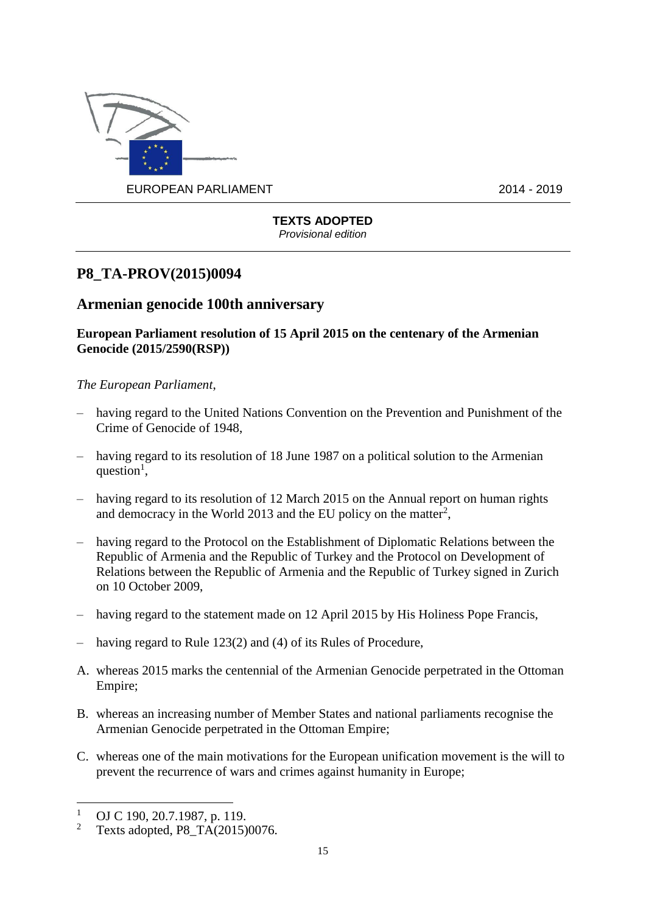EUROPEAN PARLIAMENT 2014 - 2019

**TEXTS ADOPTED**
*Provisional edition*

## P8_TA-PROV(2015)0094

## Armenian genocide 100th anniversary

**European Parliament resolution of 15 April 2015 on the centenary of the Armenian Genocide (2015/2590(RSP))**

*The European Parliament*,

– having regard to the United Nations Convention on the Prevention and Punishment of the Crime of Genocide of 1948,

– having regard to its resolution of 18 June 1987 on a political solution to the Armenian question[1],

– having regard to its resolution of 12 March 2015 on the Annual report on human rights and democracy in the World 2013 and the EU policy on the matter[2],

– having regard to the Protocol on the Establishment of Diplomatic Relations between the Republic of Armenia and the Republic of Turkey and the Protocol on Development of Relations between the Republic of Armenia and the Republic of Turkey signed in Zurich on 10 October 2009,

– having regard to the statement made on 12 April 2015 by His Holiness Pope Francis,

– having regard to Rule 123(2) and (4) of its Rules of Procedure,

A. whereas 2015 marks the centennial of the Armenian Genocide perpetrated in the Ottoman Empire;

B. whereas an increasing number of Member States and national parliaments recognise the Armenian Genocide perpetrated in the Ottoman Empire;

C. whereas one of the main motivations for the European unification movement is the will to prevent the recurrence of wars and crimes against humanity in Europe;

[1] OJ C 190, 20.7.1987, p. 119.
[2] Texts adopted, P8_TA(2015)0076.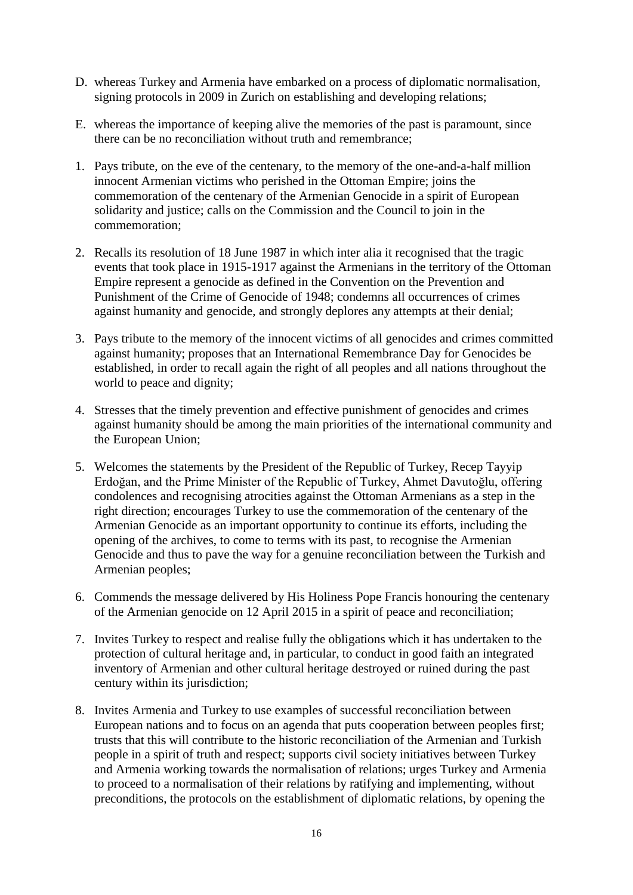D. whereas Turkey and Armenia have embarked on a process of diplomatic normalisation, signing protocols in 2009 in Zurich on establishing and developing relations;

E. whereas the importance of keeping alive the memories of the past is paramount, since there can be no reconciliation without truth and remembrance;

1. Pays tribute, on the eve of the centenary, to the memory of the one-and-a-half million innocent Armenian victims who perished in the Ottoman Empire; joins the commemoration of the centenary of the Armenian Genocide in a spirit of European solidarity and justice; calls on the Commission and the Council to join in the commemoration;

2. Recalls its resolution of 18 June 1987 in which inter alia it recognised that the tragic events that took place in 1915-1917 against the Armenians in the territory of the Ottoman Empire represent a genocide as defined in the Convention on the Prevention and Punishment of the Crime of Genocide of 1948; condemns all occurrences of crimes against humanity and genocide, and strongly deplores any attempts at their denial;

3. Pays tribute to the memory of the innocent victims of all genocides and crimes committed against humanity; proposes that an International Remembrance Day for Genocides be established, in order to recall again the right of all peoples and all nations throughout the world to peace and dignity;

4. Stresses that the timely prevention and effective punishment of genocides and crimes against humanity should be among the main priorities of the international community and the European Union;

5. Welcomes the statements by the President of the Republic of Turkey, Recep Tayyip Erdoğan, and the Prime Minister of the Republic of Turkey, Ahmet Davutoğlu, offering condolences and recognising atrocities against the Ottoman Armenians as a step in the right direction; encourages Turkey to use the commemoration of the centenary of the Armenian Genocide as an important opportunity to continue its efforts, including the opening of the archives, to come to terms with its past, to recognise the Armenian Genocide and thus to pave the way for a genuine reconciliation between the Turkish and Armenian peoples;

6. Commends the message delivered by His Holiness Pope Francis honouring the centenary of the Armenian genocide on 12 April 2015 in a spirit of peace and reconciliation;

7. Invites Turkey to respect and realise fully the obligations which it has undertaken to the protection of cultural heritage and, in particular, to conduct in good faith an integrated inventory of Armenian and other cultural heritage destroyed or ruined during the past century within its jurisdiction;

8. Invites Armenia and Turkey to use examples of successful reconciliation between European nations and to focus on an agenda that puts cooperation between peoples first; trusts that this will contribute to the historic reconciliation of the Armenian and Turkish people in a spirit of truth and respect; supports civil society initiatives between Turkey and Armenia working towards the normalisation of relations; urges Turkey and Armenia to proceed to a normalisation of their relations by ratifying and implementing, without preconditions, the protocols on the establishment of diplomatic relations, by opening the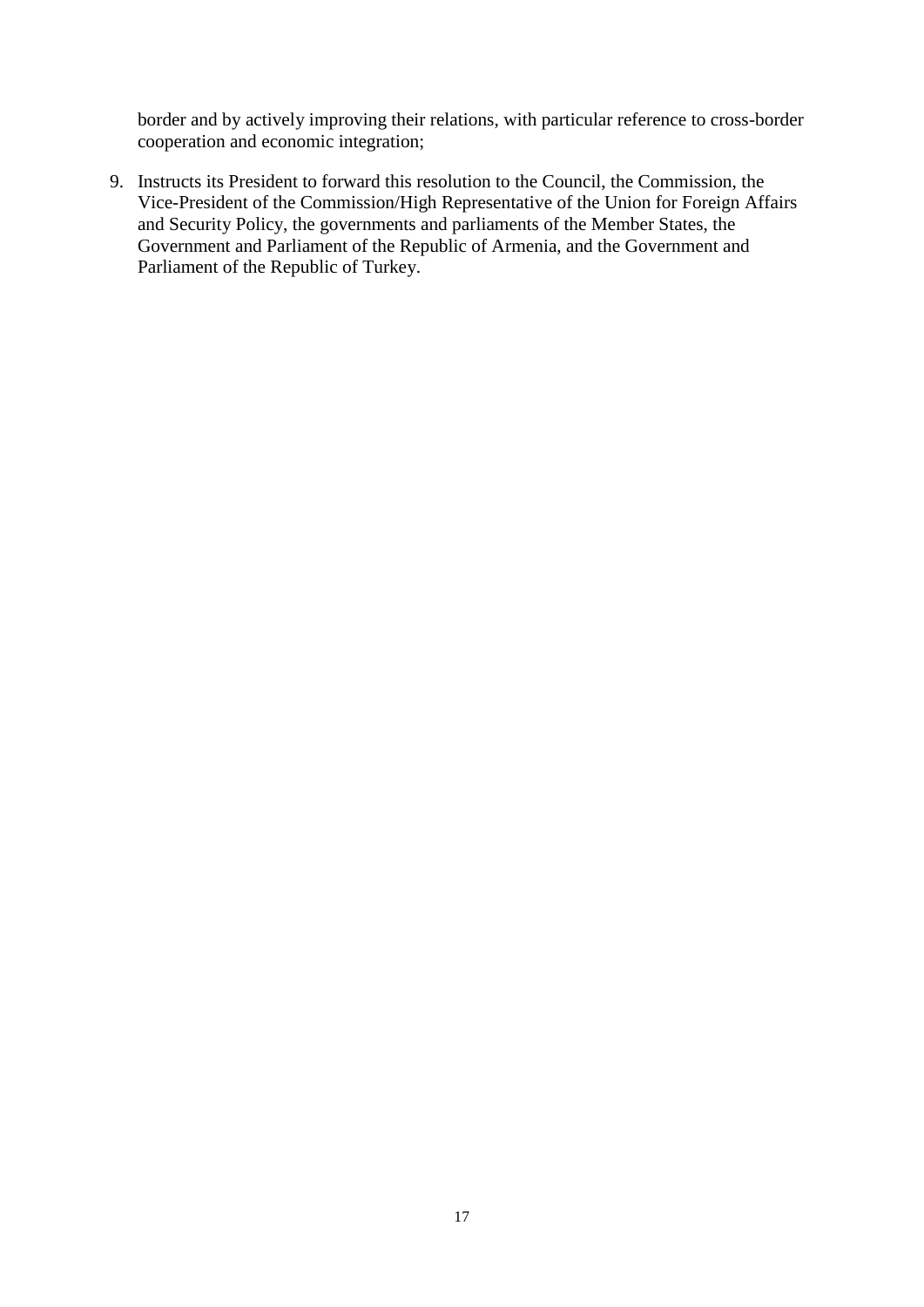border and by actively improving their relations, with particular reference to cross-border cooperation and economic integration;

9. Instructs its President to forward this resolution to the Council, the Commission, the Vice-President of the Commission/High Representative of the Union for Foreign Affairs and Security Policy, the governments and parliaments of the Member States, the Government and Parliament of the Republic of Armenia, and the Government and Parliament of the Republic of Turkey.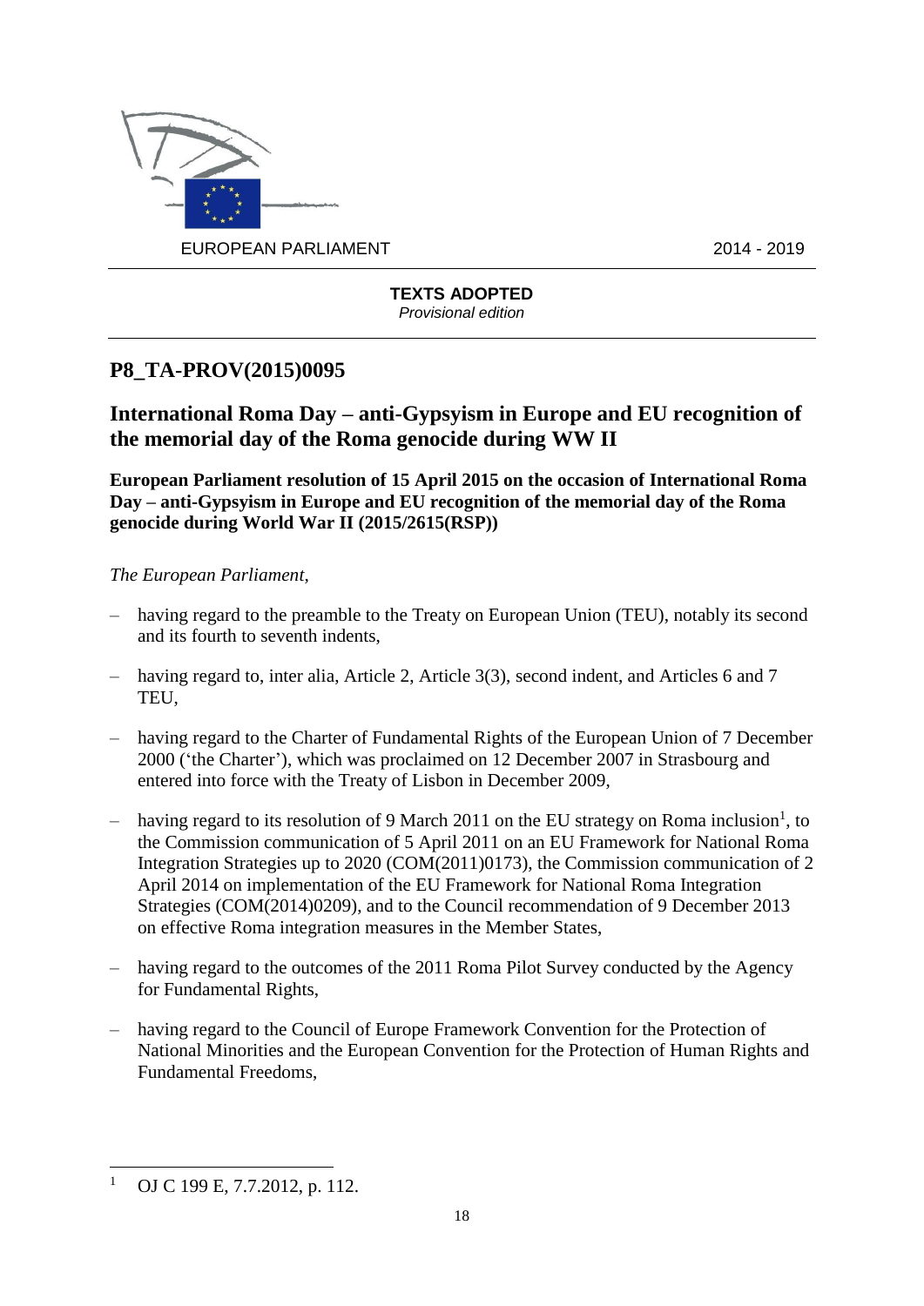EUROPEAN PARLIAMENT 2014 - 2019

**TEXTS ADOPTED**
*Provisional edition*

## P8_TA-PROV(2015)0095

## International Roma Day – anti-Gypsyism in Europe and EU recognition of the memorial day of the Roma genocide during WW II

**European Parliament resolution of 15 April 2015 on the occasion of International Roma Day – anti-Gypsyism in Europe and EU recognition of the memorial day of the Roma genocide during World War II (2015/2615(RSP))**

*The European Parliament*,

– having regard to the preamble to the Treaty on European Union (TEU), notably its second and its fourth to seventh indents,

– having regard to, inter alia, Article 2, Article 3(3), second indent, and Articles 6 and 7 TEU,

– having regard to the Charter of Fundamental Rights of the European Union of 7 December 2000 ('the Charter'), which was proclaimed on 12 December 2007 in Strasbourg and entered into force with the Treaty of Lisbon in December 2009,

– having regard to its resolution of 9 March 2011 on the EU strategy on Roma inclusion[1], to the Commission communication of 5 April 2011 on an EU Framework for National Roma Integration Strategies up to 2020 (COM(2011)0173), the Commission communication of 2 April 2014 on implementation of the EU Framework for National Roma Integration Strategies (COM(2014)0209), and to the Council recommendation of 9 December 2013 on effective Roma integration measures in the Member States,

– having regard to the outcomes of the 2011 Roma Pilot Survey conducted by the Agency for Fundamental Rights,

– having regard to the Council of Europe Framework Convention for the Protection of National Minorities and the European Convention for the Protection of Human Rights and Fundamental Freedoms,

[1] OJ C 199 E, 7.7.2012, p. 112.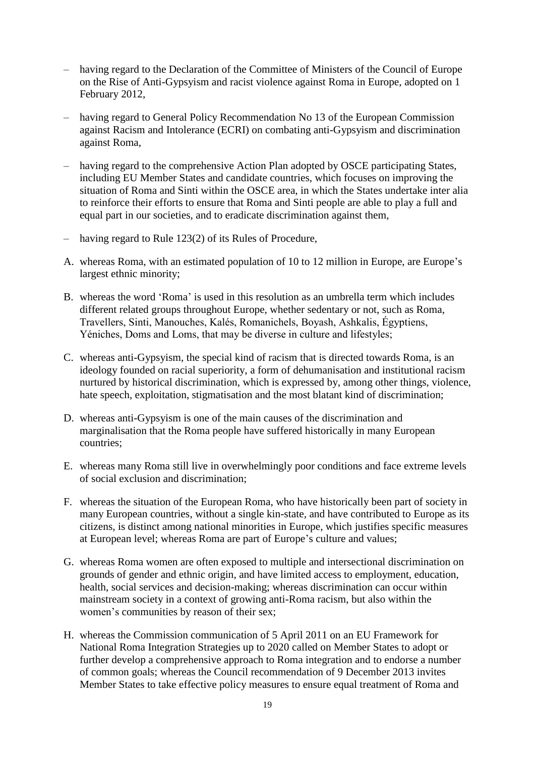– having regard to the Declaration of the Committee of Ministers of the Council of Europe on the Rise of Anti-Gypsyism and racist violence against Roma in Europe, adopted on 1 February 2012,

– having regard to General Policy Recommendation No 13 of the European Commission against Racism and Intolerance (ECRI) on combating anti-Gypsyism and discrimination against Roma,

– having regard to the comprehensive Action Plan adopted by OSCE participating States, including EU Member States and candidate countries, which focuses on improving the situation of Roma and Sinti within the OSCE area, in which the States undertake inter alia to reinforce their efforts to ensure that Roma and Sinti people are able to play a full and equal part in our societies, and to eradicate discrimination against them,

– having regard to Rule 123(2) of its Rules of Procedure,

A. whereas Roma, with an estimated population of 10 to 12 million in Europe, are Europe's largest ethnic minority;

B. whereas the word 'Roma' is used in this resolution as an umbrella term which includes different related groups throughout Europe, whether sedentary or not, such as Roma, Travellers, Sinti, Manouches, Kalés, Romanichels, Boyash, Ashkalis, Égyptiens, Yéniches, Doms and Loms, that may be diverse in culture and lifestyles;

C. whereas anti-Gypsyism, the special kind of racism that is directed towards Roma, is an ideology founded on racial superiority, a form of dehumanisation and institutional racism nurtured by historical discrimination, which is expressed by, among other things, violence, hate speech, exploitation, stigmatisation and the most blatant kind of discrimination;

D. whereas anti-Gypsyism is one of the main causes of the discrimination and marginalisation that the Roma people have suffered historically in many European countries;

E. whereas many Roma still live in overwhelmingly poor conditions and face extreme levels of social exclusion and discrimination;

F. whereas the situation of the European Roma, who have historically been part of society in many European countries, without a single kin-state, and have contributed to Europe as its citizens, is distinct among national minorities in Europe, which justifies specific measures at European level; whereas Roma are part of Europe's culture and values;

G. whereas Roma women are often exposed to multiple and intersectional discrimination on grounds of gender and ethnic origin, and have limited access to employment, education, health, social services and decision-making; whereas discrimination can occur within mainstream society in a context of growing anti-Roma racism, but also within the women's communities by reason of their sex;

H. whereas the Commission communication of 5 April 2011 on an EU Framework for National Roma Integration Strategies up to 2020 called on Member States to adopt or further develop a comprehensive approach to Roma integration and to endorse a number of common goals; whereas the Council recommendation of 9 December 2013 invites Member States to take effective policy measures to ensure equal treatment of Roma and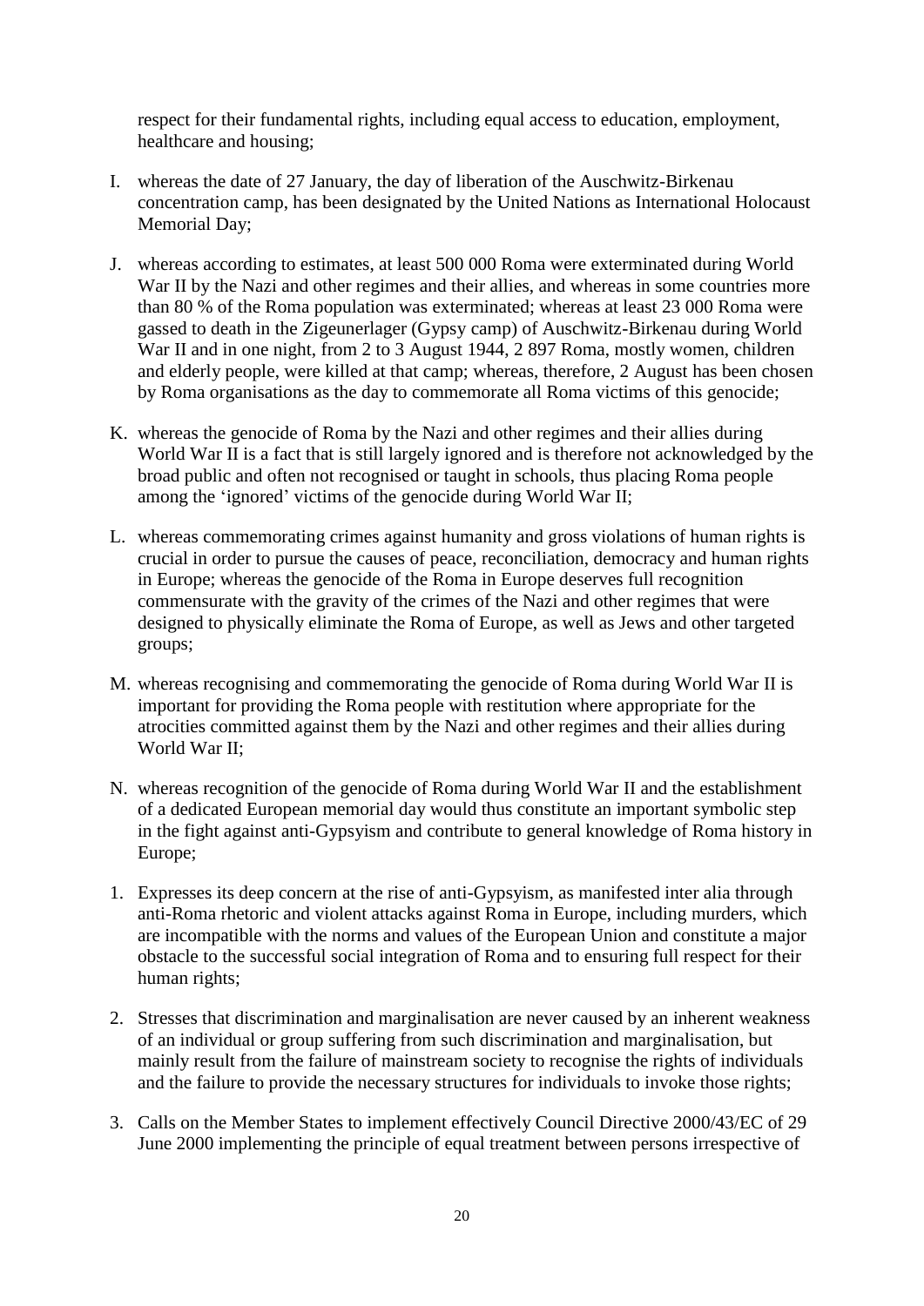respect for their fundamental rights, including equal access to education, employment, healthcare and housing;

I. whereas the date of 27 January, the day of liberation of the Auschwitz-Birkenau concentration camp, has been designated by the United Nations as International Holocaust Memorial Day;

J. whereas according to estimates, at least 500 000 Roma were exterminated during World War II by the Nazi and other regimes and their allies, and whereas in some countries more than 80 % of the Roma population was exterminated; whereas at least 23 000 Roma were gassed to death in the Zigeunerlager (Gypsy camp) of Auschwitz-Birkenau during World War II and in one night, from 2 to 3 August 1944, 2 897 Roma, mostly women, children and elderly people, were killed at that camp; whereas, therefore, 2 August has been chosen by Roma organisations as the day to commemorate all Roma victims of this genocide;

K. whereas the genocide of Roma by the Nazi and other regimes and their allies during World War II is a fact that is still largely ignored and is therefore not acknowledged by the broad public and often not recognised or taught in schools, thus placing Roma people among the 'ignored' victims of the genocide during World War II;

L. whereas commemorating crimes against humanity and gross violations of human rights is crucial in order to pursue the causes of peace, reconciliation, democracy and human rights in Europe; whereas the genocide of the Roma in Europe deserves full recognition commensurate with the gravity of the crimes of the Nazi and other regimes that were designed to physically eliminate the Roma of Europe, as well as Jews and other targeted groups;

M. whereas recognising and commemorating the genocide of Roma during World War II is important for providing the Roma people with restitution where appropriate for the atrocities committed against them by the Nazi and other regimes and their allies during World War II;

N. whereas recognition of the genocide of Roma during World War II and the establishment of a dedicated European memorial day would thus constitute an important symbolic step in the fight against anti-Gypsyism and contribute to general knowledge of Roma history in Europe;

1. Expresses its deep concern at the rise of anti-Gypsyism, as manifested inter alia through anti-Roma rhetoric and violent attacks against Roma in Europe, including murders, which are incompatible with the norms and values of the European Union and constitute a major obstacle to the successful social integration of Roma and to ensuring full respect for their human rights;

2. Stresses that discrimination and marginalisation are never caused by an inherent weakness of an individual or group suffering from such discrimination and marginalisation, but mainly result from the failure of mainstream society to recognise the rights of individuals and the failure to provide the necessary structures for individuals to invoke those rights;

3. Calls on the Member States to implement effectively Council Directive 2000/43/EC of 29 June 2000 implementing the principle of equal treatment between persons irrespective of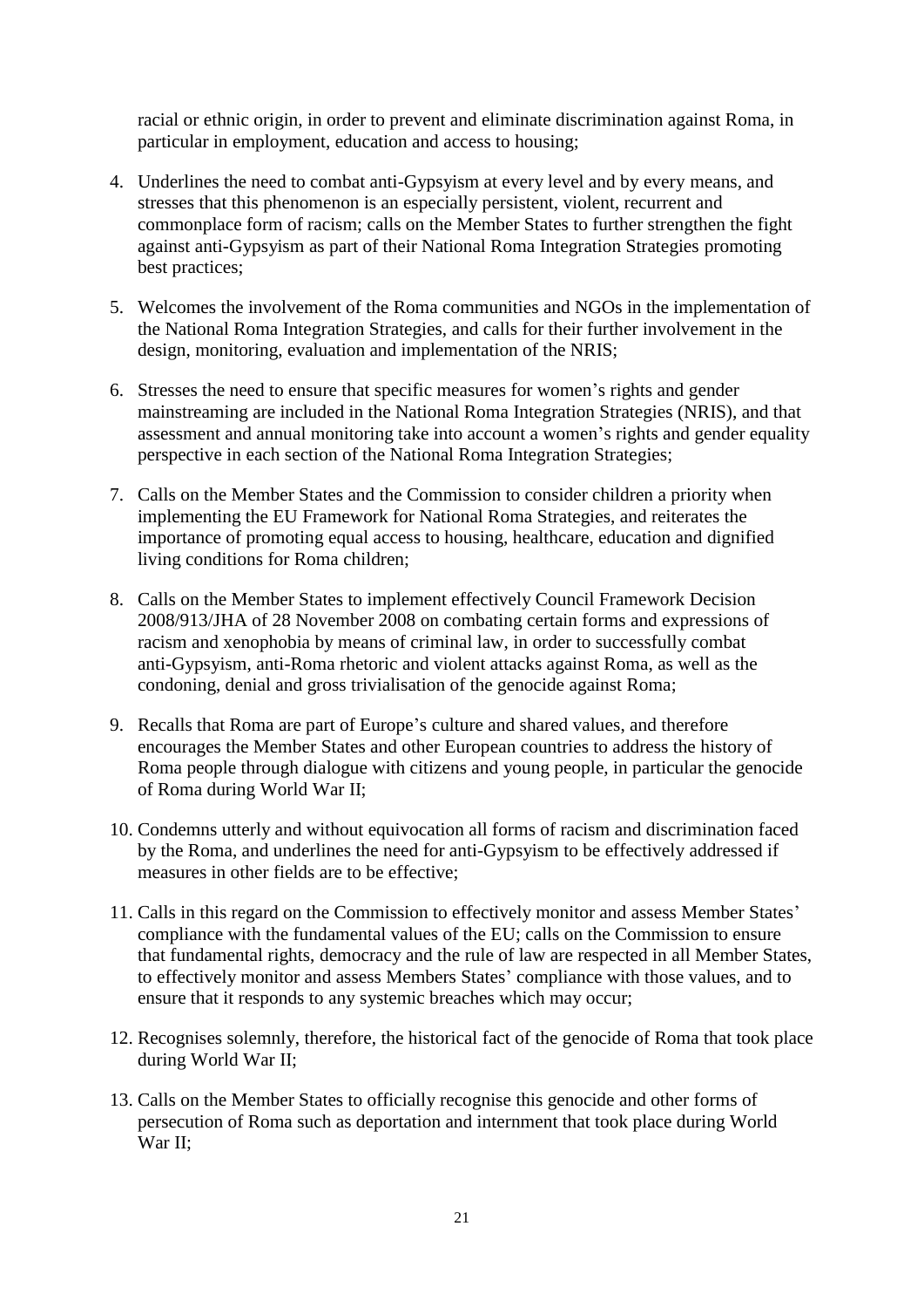racial or ethnic origin, in order to prevent and eliminate discrimination against Roma, in particular in employment, education and access to housing;

4. Underlines the need to combat anti-Gypsyism at every level and by every means, and stresses that this phenomenon is an especially persistent, violent, recurrent and commonplace form of racism; calls on the Member States to further strengthen the fight against anti-Gypsyism as part of their National Roma Integration Strategies promoting best practices;

5. Welcomes the involvement of the Roma communities and NGOs in the implementation of the National Roma Integration Strategies, and calls for their further involvement in the design, monitoring, evaluation and implementation of the NRIS;

6. Stresses the need to ensure that specific measures for women's rights and gender mainstreaming are included in the National Roma Integration Strategies (NRIS), and that assessment and annual monitoring take into account a women's rights and gender equality perspective in each section of the National Roma Integration Strategies;

7. Calls on the Member States and the Commission to consider children a priority when implementing the EU Framework for National Roma Strategies, and reiterates the importance of promoting equal access to housing, healthcare, education and dignified living conditions for Roma children;

8. Calls on the Member States to implement effectively Council Framework Decision 2008/913/JHA of 28 November 2008 on combating certain forms and expressions of racism and xenophobia by means of criminal law, in order to successfully combat anti-Gypsyism, anti-Roma rhetoric and violent attacks against Roma, as well as the condoning, denial and gross trivialisation of the genocide against Roma;

9. Recalls that Roma are part of Europe's culture and shared values, and therefore encourages the Member States and other European countries to address the history of Roma people through dialogue with citizens and young people, in particular the genocide of Roma during World War II;

10. Condemns utterly and without equivocation all forms of racism and discrimination faced by the Roma, and underlines the need for anti-Gypsyism to be effectively addressed if measures in other fields are to be effective;

11. Calls in this regard on the Commission to effectively monitor and assess Member States' compliance with the fundamental values of the EU; calls on the Commission to ensure that fundamental rights, democracy and the rule of law are respected in all Member States, to effectively monitor and assess Members States' compliance with those values, and to ensure that it responds to any systemic breaches which may occur;

12. Recognises solemnly, therefore, the historical fact of the genocide of Roma that took place during World War II;

13. Calls on the Member States to officially recognise this genocide and other forms of persecution of Roma such as deportation and internment that took place during World War II;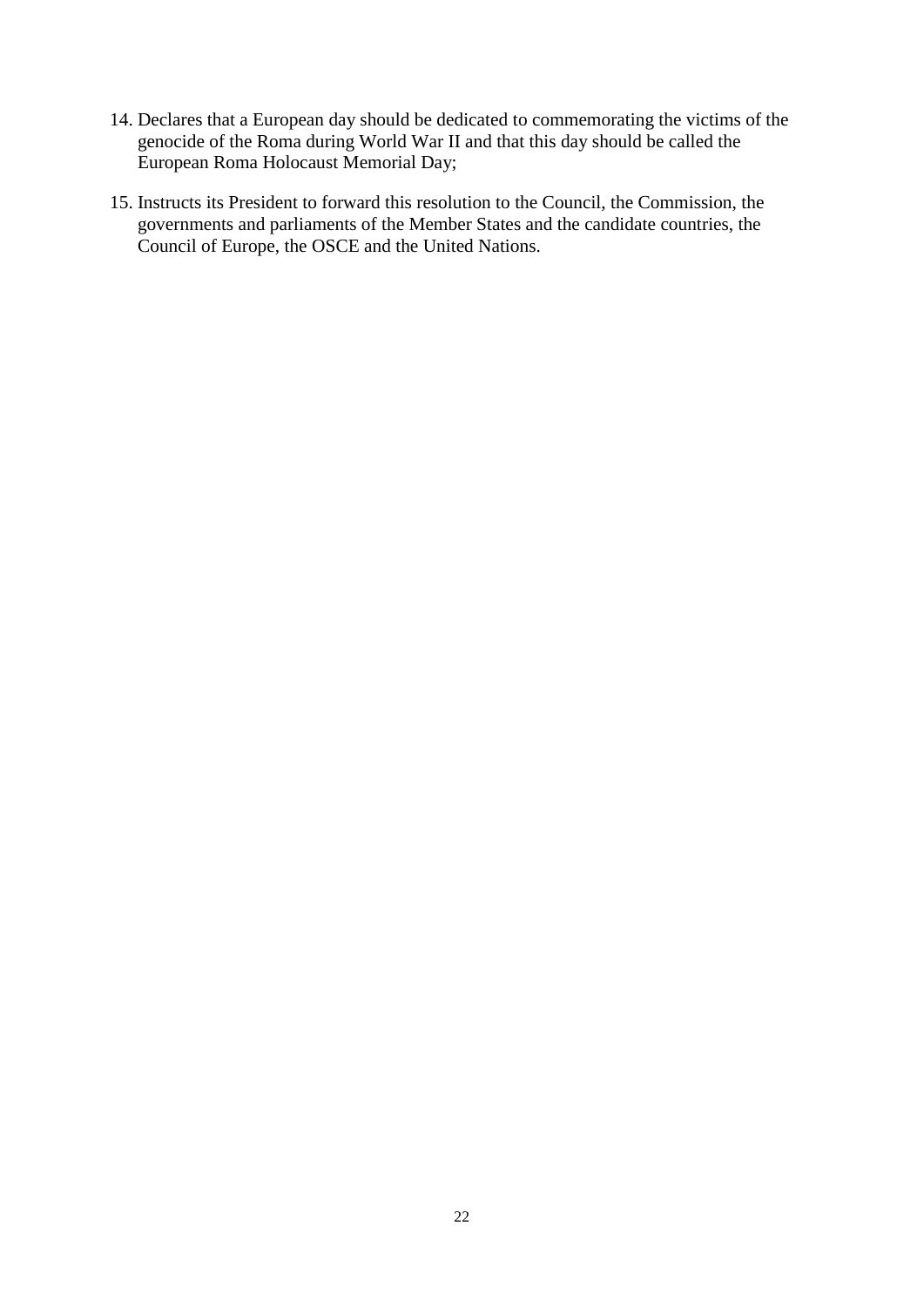14. Declares that a European day should be dedicated to commemorating the victims of the genocide of the Roma during World War II and that this day should be called the European Roma Holocaust Memorial Day;

15. Instructs its President to forward this resolution to the Council, the Commission, the governments and parliaments of the Member States and the candidate countries, the Council of Europe, the OSCE and the United Nations.